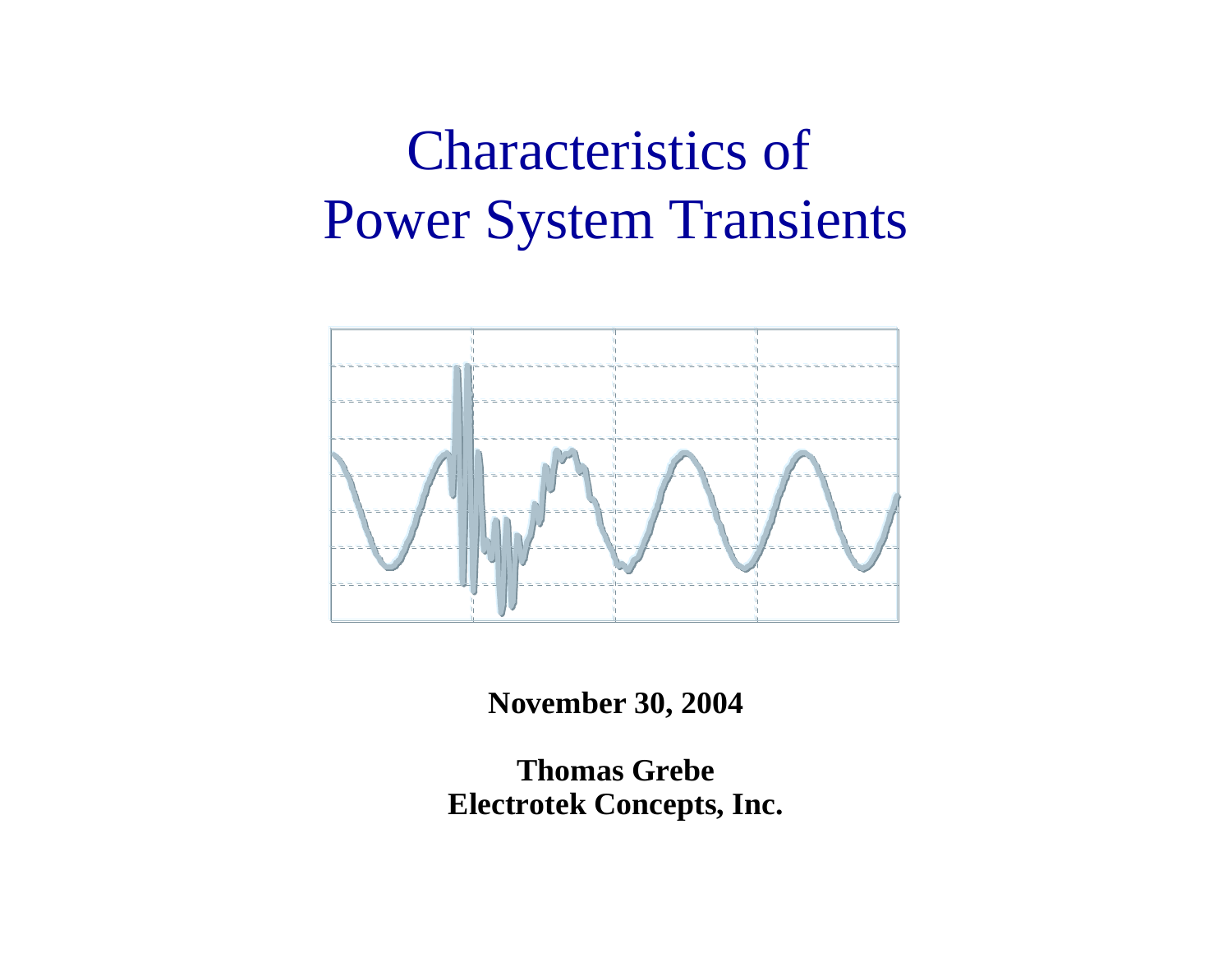# Characteristics of Power System Transients

**November 30, 2004**

**Thomas Grebe**
**Electrotek Concepts, Inc.**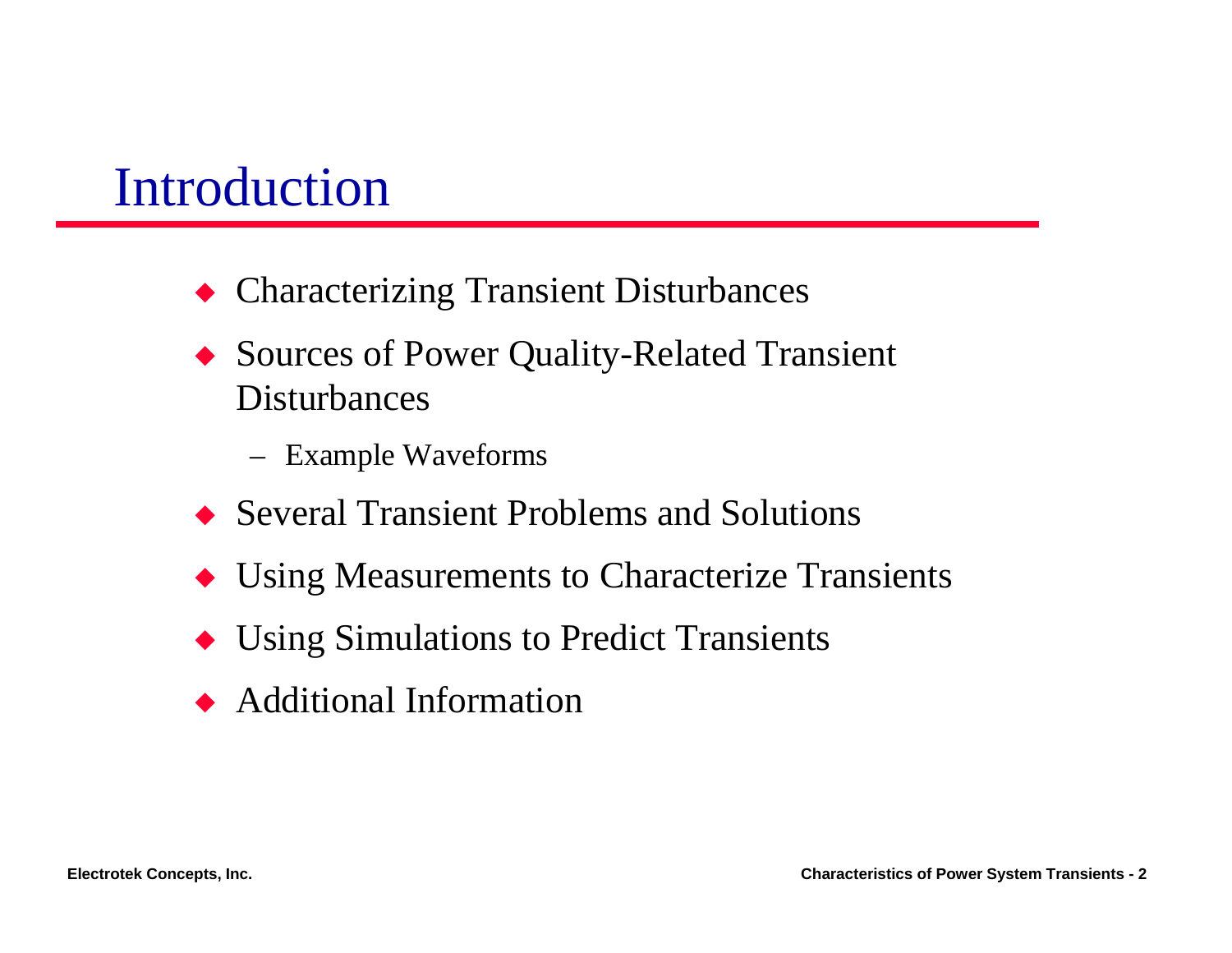# Introduction

- Characterizing Transient Disturbances
- Sources of Power Quality-Related Transient Disturbances
  - Example Waveforms
- Several Transient Problems and Solutions
- Using Measurements to Characterize Transients
- Using Simulations to Predict Transients
- Additional Information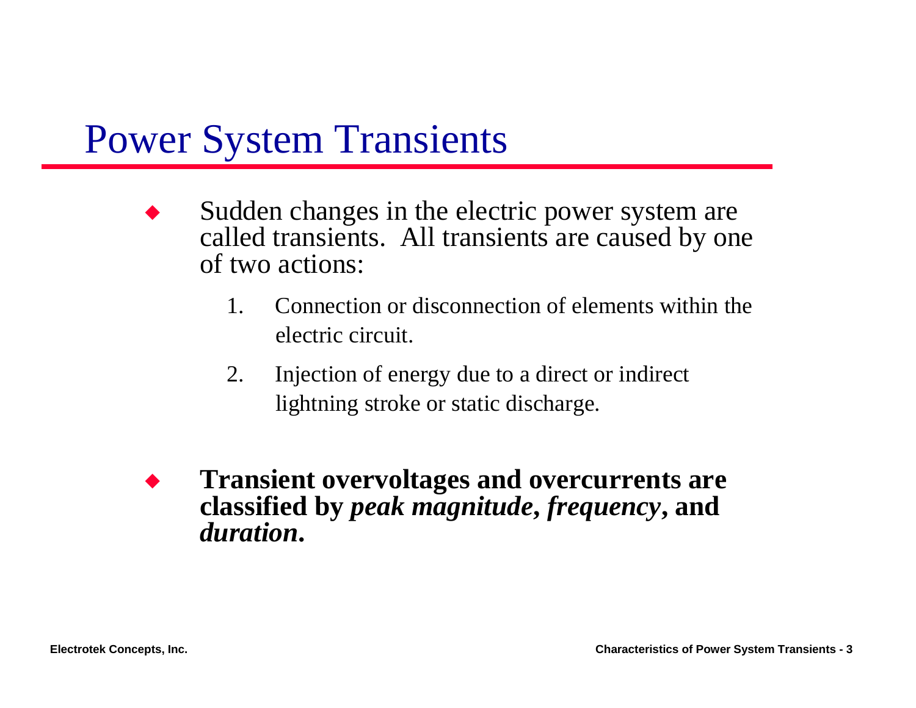# Power System Transients

- Sudden changes in the electric power system are called transients. All transients are caused by one of two actions:

    1. Connection or disconnection of elements within the electric circuit.
    2. Injection of energy due to a direct or indirect lightning stroke or static discharge.

- **Transient overvoltages and overcurrents are classified by *peak magnitude*, *frequency*, and *duration*.**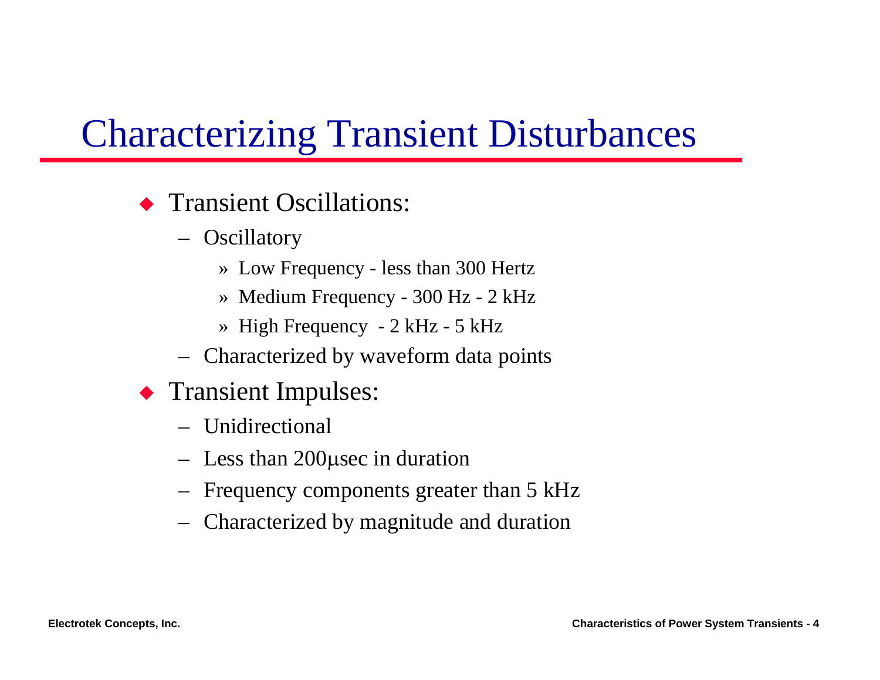# Characterizing Transient Disturbances

- Transient Oscillations:
  - Oscillatory
    - Low Frequency - less than 300 Hertz
    - Medium Frequency - 300 Hz - 2 kHz
    - High Frequency - 2 kHz - 5 kHz
  - Characterized by waveform data points
- Transient Impulses:
  - Unidirectional
  - Less than 200μsec in duration
  - Frequency components greater than 5 kHz
  - Characterized by magnitude and duration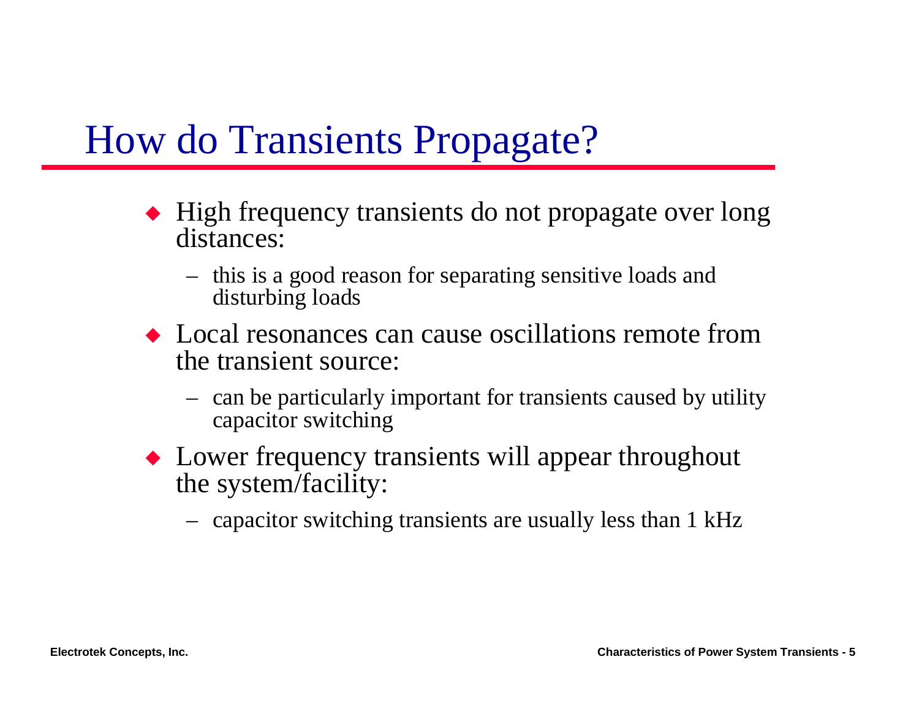# How do Transients Propagate?

- High frequency transients do not propagate over long distances:
  - this is a good reason for separating sensitive loads and disturbing loads
- Local resonances can cause oscillations remote from the transient source:
  - can be particularly important for transients caused by utility capacitor switching
- Lower frequency transients will appear throughout the system/facility:
  - capacitor switching transients are usually less than 1 kHz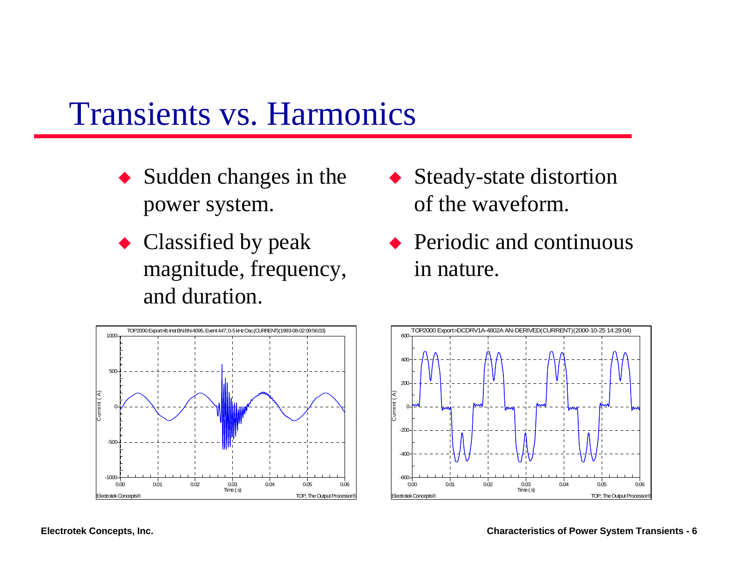# Transients vs. Harmonics

- Sudden changes in the power system.
- Classified by peak magnitude, frequency, and duration.

- Steady-state distortion of the waveform.
- Periodic and continuous in nature.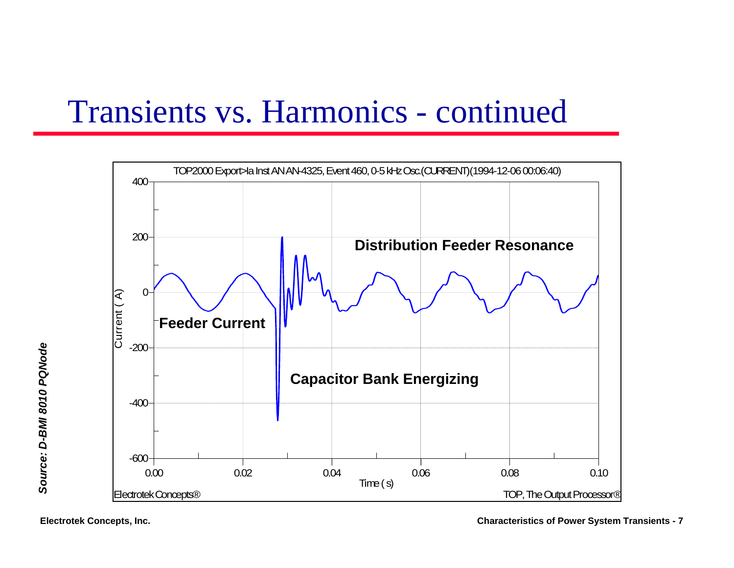# Transients vs. Harmonics - continued

TOP2000 Export>Ia Inst AN AN-4325, Event 460, 0-5 kHz Osc.(CURRENT)(1994-12-06 00:06:40)

Distribution Feeder Resonance

Feeder Current

Capacitor Bank Energizing

Current ( A )

Time ( s )

Electrotek Concepts®

TOP, The Output Processor®

*Source: D-BMI 8010 PQNode*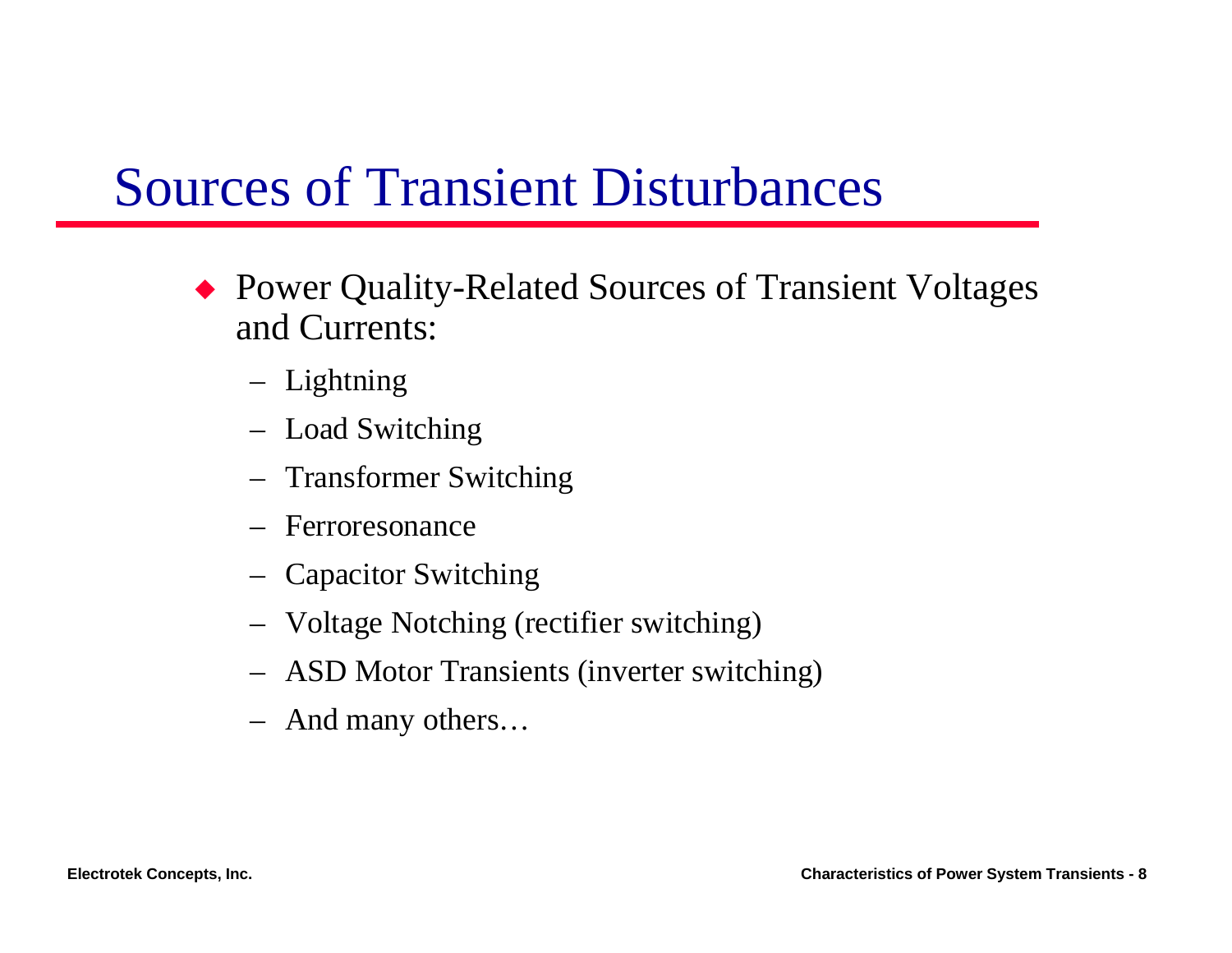# Sources of Transient Disturbances

- Power Quality-Related Sources of Transient Voltages and Currents:
  - Lightning
  - Load Switching
  - Transformer Switching
  - Ferroresonance
  - Capacitor Switching
  - Voltage Notching (rectifier switching)
  - ASD Motor Transients (inverter switching)
  - And many others…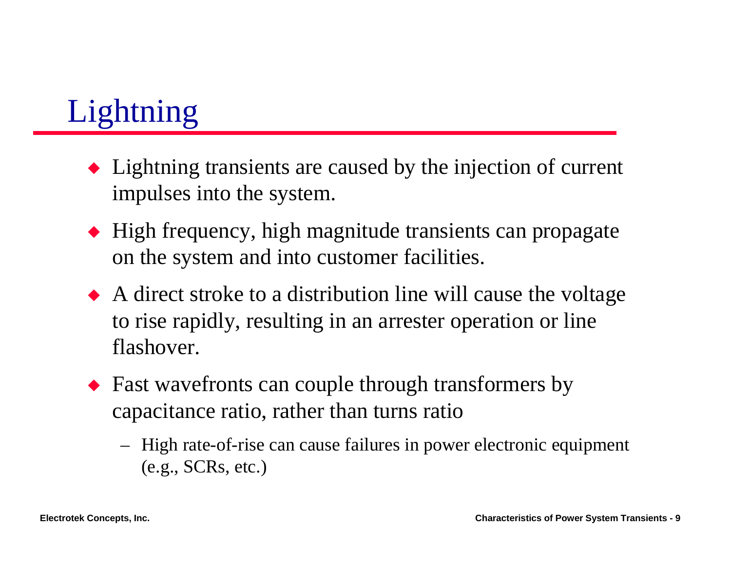# Lightning

- Lightning transients are caused by the injection of current impulses into the system.
- High frequency, high magnitude transients can propagate on the system and into customer facilities.
- A direct stroke to a distribution line will cause the voltage to rise rapidly, resulting in an arrester operation or line flashover.
- Fast wavefronts can couple through transformers by capacitance ratio, rather than turns ratio
  - High rate-of-rise can cause failures in power electronic equipment (e.g., SCRs, etc.)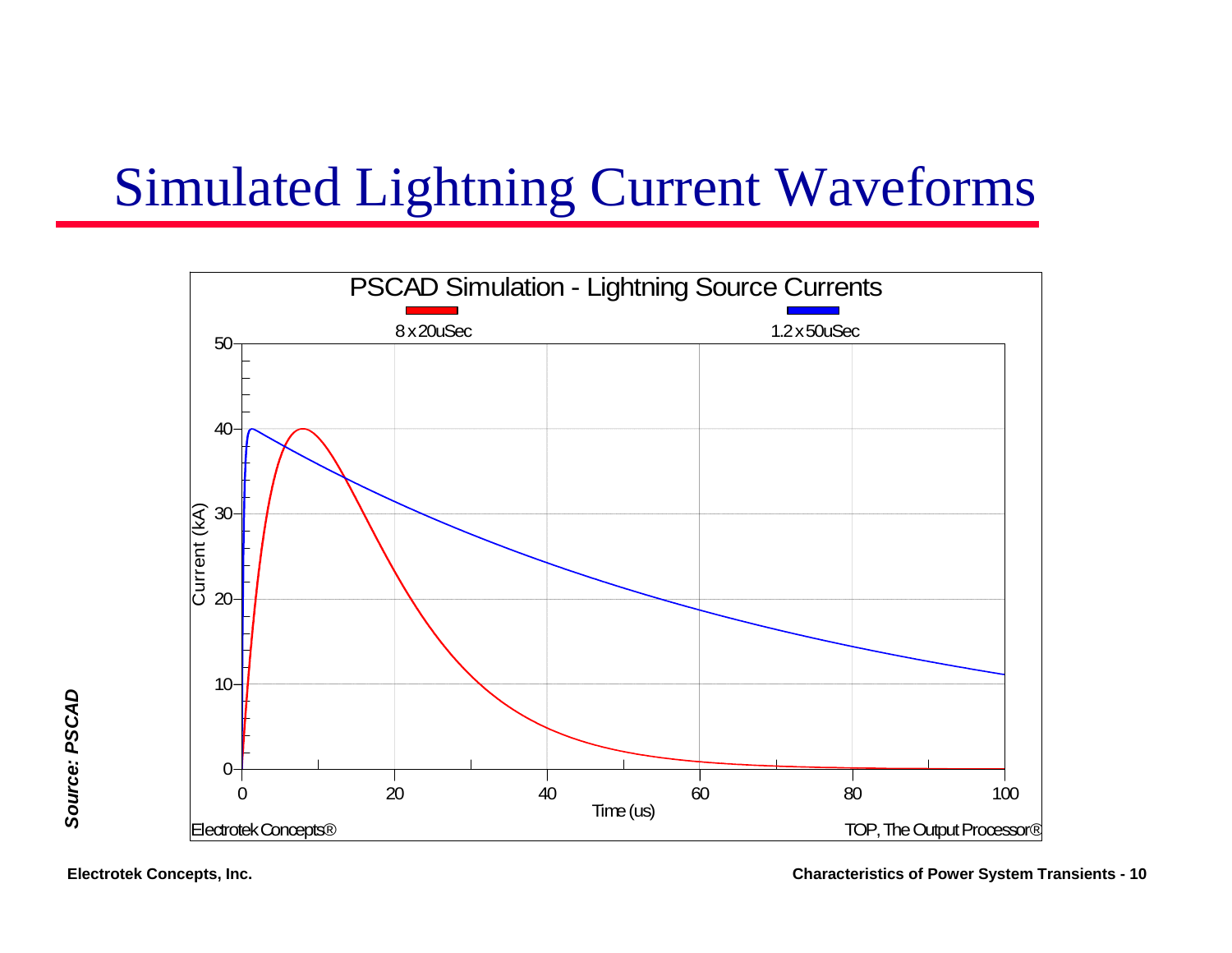# Simulated Lightning Current Waveforms

PSCAD Simulation - Lightning Source Currents

8 x 20uSec

1.2 x 50uSec

Current (kA)

Time (us)

Electrotek Concepts®

TOP, The Output Processor®

*Source: PSCAD*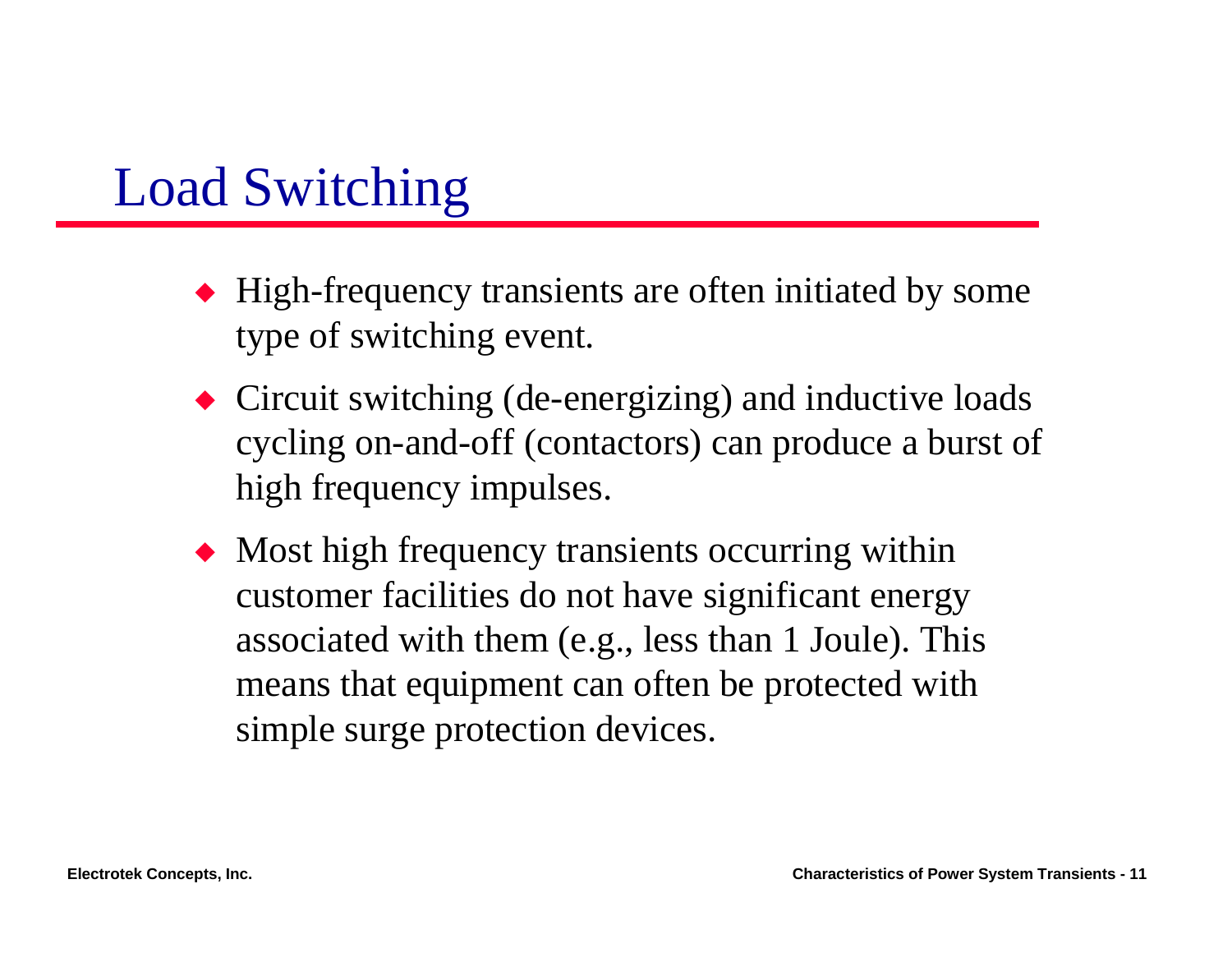# Load Switching

- High-frequency transients are often initiated by some type of switching event.
- Circuit switching (de-energizing) and inductive loads cycling on-and-off (contactors) can produce a burst of high frequency impulses.
- Most high frequency transients occurring within customer facilities do not have significant energy associated with them (e.g., less than 1 Joule). This means that equipment can often be protected with simple surge protection devices.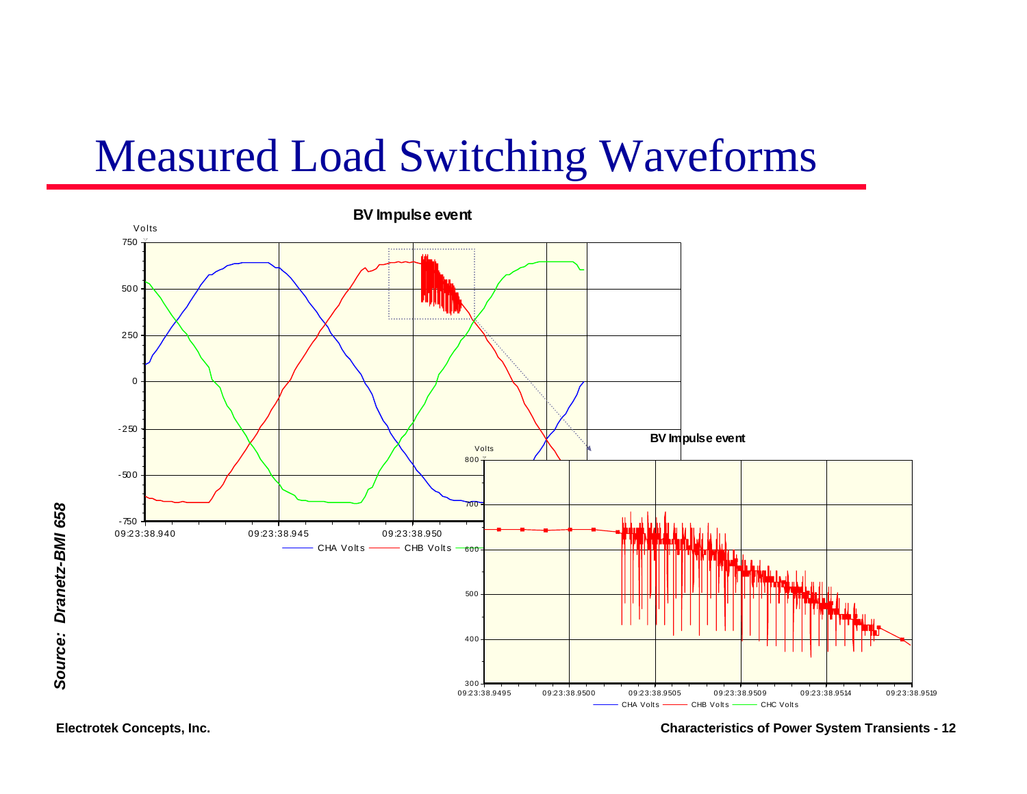# Measured Load Switching Waveforms

**BV Impulse event**

Volts

750, 500, 250, 0, -250, -500, -750

09:23:38.940 09:23:38.945 09:23:38.950

CHA Volts CHB Volts

**BV Impulse event**

Volts

800, 700, 600, 500, 400, 300

09:23:38.9495 09:23:38.9500 09:23:38.9505 09:23:38.9509 09:23:38.9514 09:23:38.9519

CHA Volts CHB Volts CHC Volts

***Source: Dranetz-BMI 658***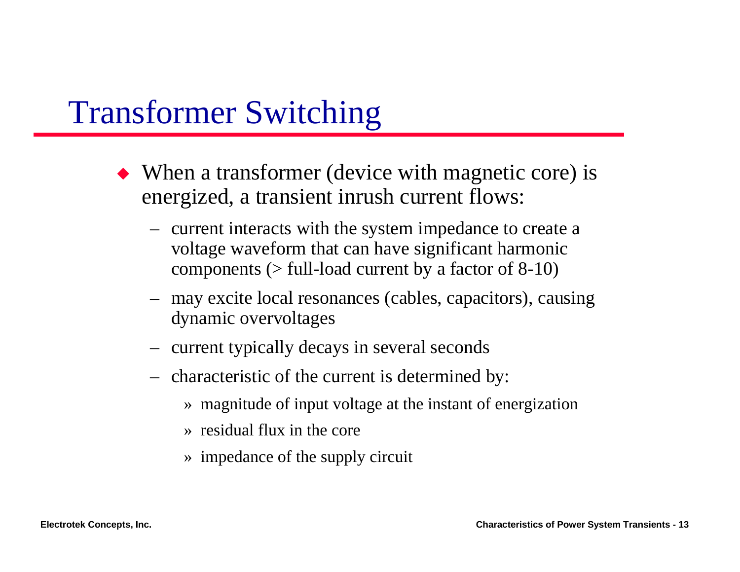# Transformer Switching

- When a transformer (device with magnetic core) is energized, a transient inrush current flows:
  - current interacts with the system impedance to create a voltage waveform that can have significant harmonic components (> full-load current by a factor of 8-10)
  - may excite local resonances (cables, capacitors), causing dynamic overvoltages
  - current typically decays in several seconds
  - characteristic of the current is determined by:
    - » magnitude of input voltage at the instant of energization
    - » residual flux in the core
    - » impedance of the supply circuit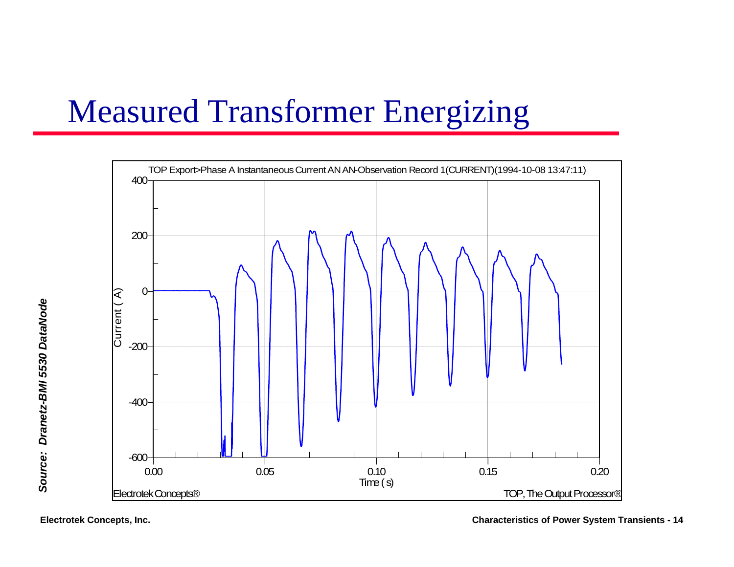# Measured Transformer Energizing

TOP Export>Phase A Instantaneous Current AN AN-Observation Record 1(CURRENT)(1994-10-08 13:47:11)

Current ( A )

Time ( s )

Electrotek Concepts®

TOP, The Output Processor®

*Source: Dranetz-BMI 5530 DataNode*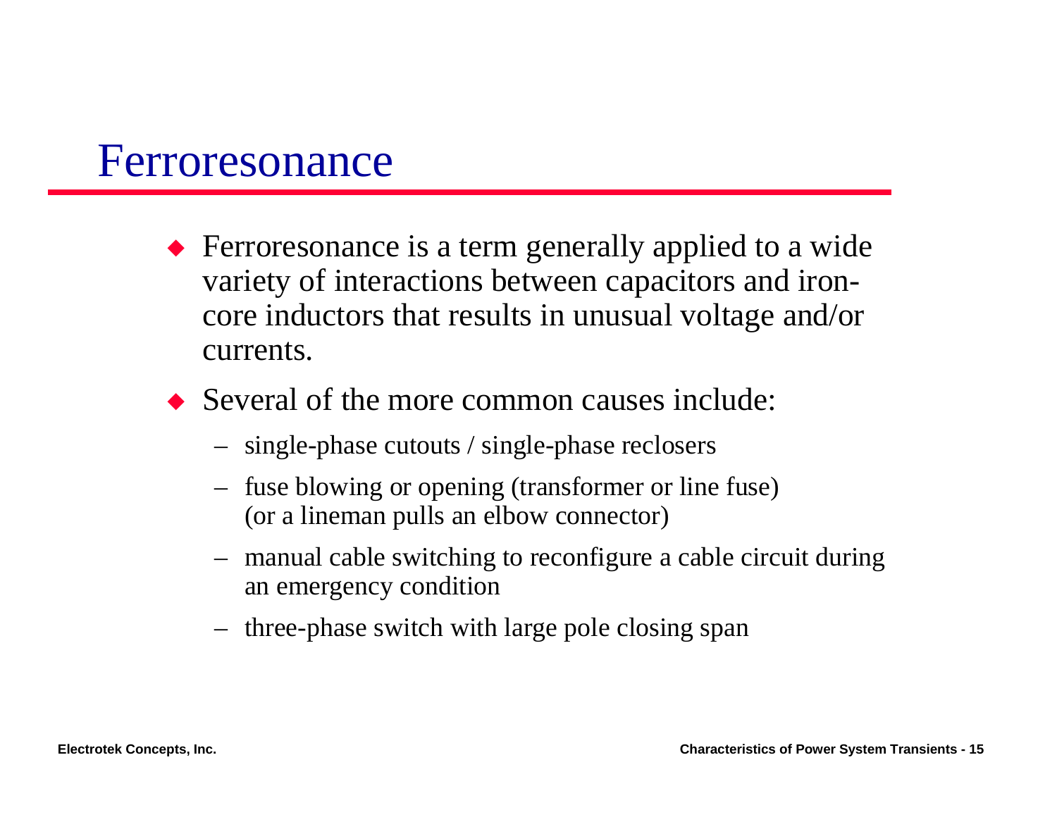# Ferroresonance

- Ferroresonance is a term generally applied to a wide variety of interactions between capacitors and iron-core inductors that results in unusual voltage and/or currents.
- Several of the more common causes include:
  - single-phase cutouts / single-phase reclosers
  - fuse blowing or opening (transformer or line fuse) (or a lineman pulls an elbow connector)
  - manual cable switching to reconfigure a cable circuit during an emergency condition
  - three-phase switch with large pole closing span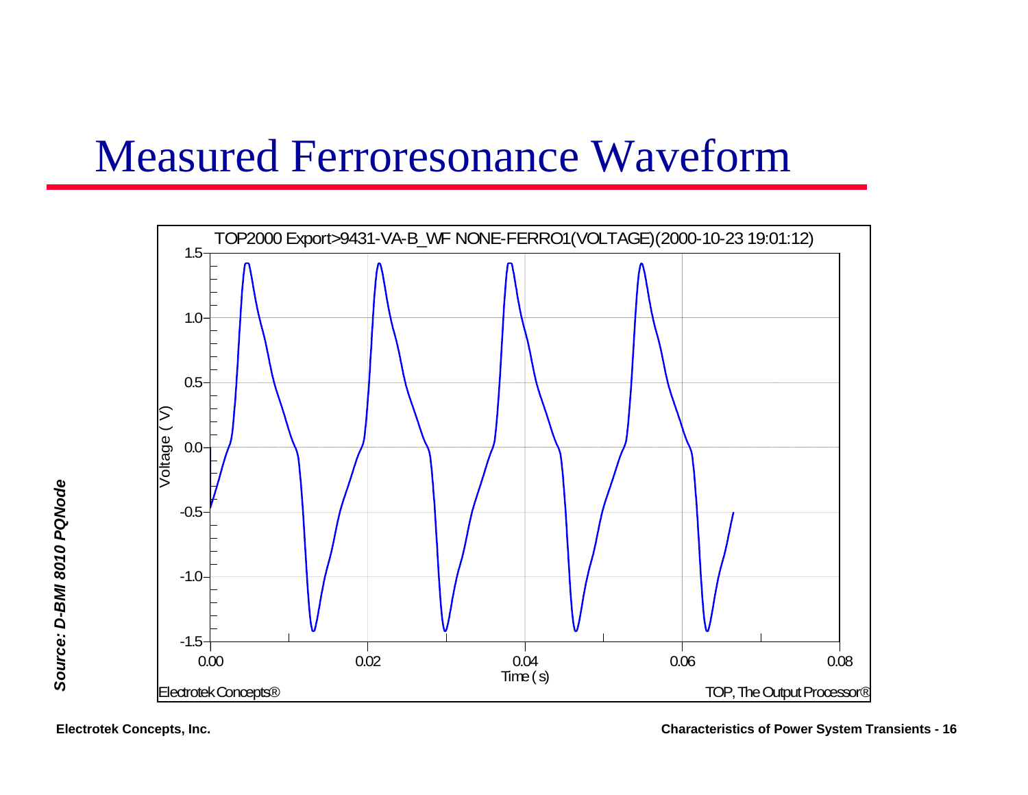# Measured Ferroresonance Waveform

TOP2000 Export>9431-VA-B_WF NONE-FERRO1(VOLTAGE)(2000-10-23 19:01:12)

Voltage ( V )

Time ( s )

Electrotek Concepts®

TOP, The Output Processor®

*Source: D-BMI 8010 PQNode*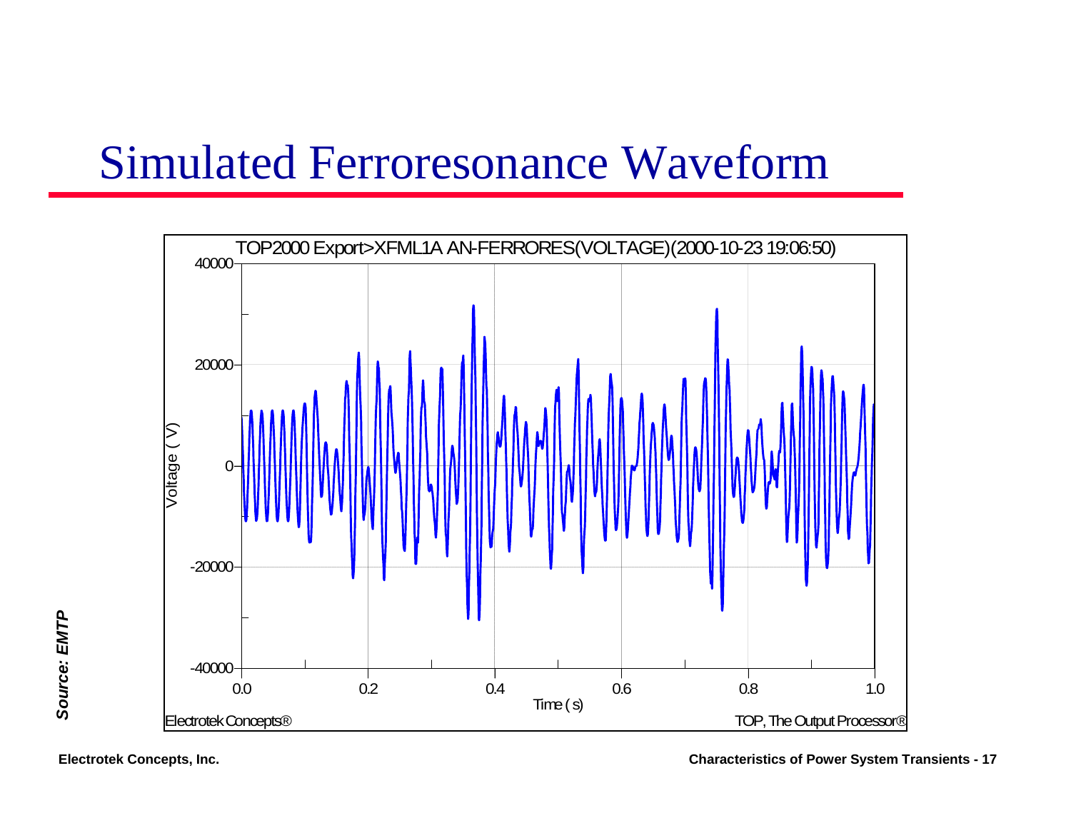# Simulated Ferroresonance Waveform

TOP2000 Export>XFML1A AN-FERRORES(VOLTAGE)(2000-10-23 19:06:50)

Voltage ( V )

Time ( s )

Electrotek Concepts®

TOP, The Output Processor®

*Source: EMTP*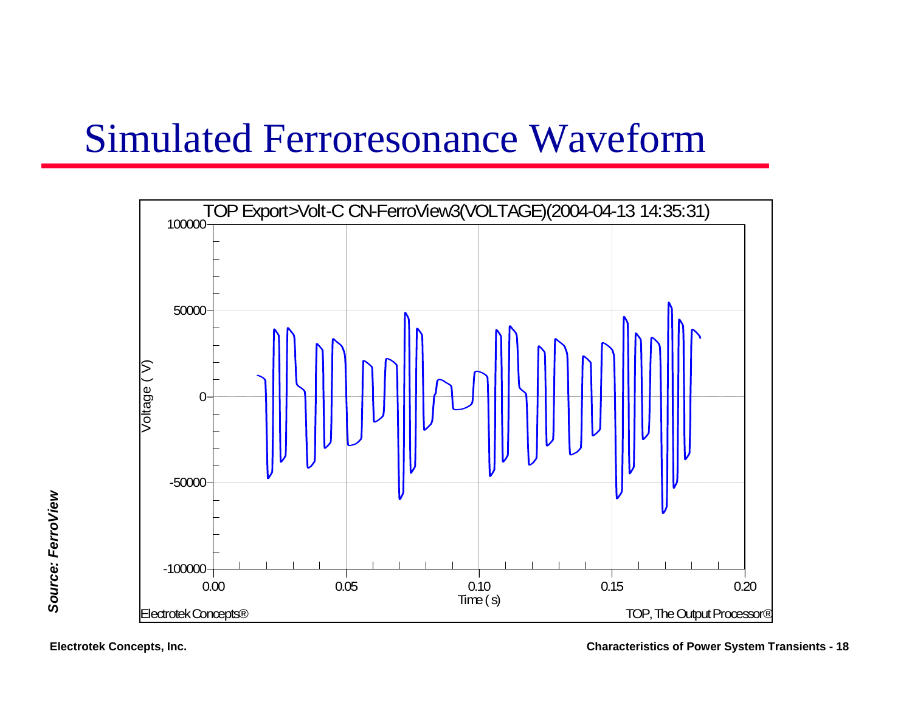# Simulated Ferroresonance Waveform

*Source: FerroView*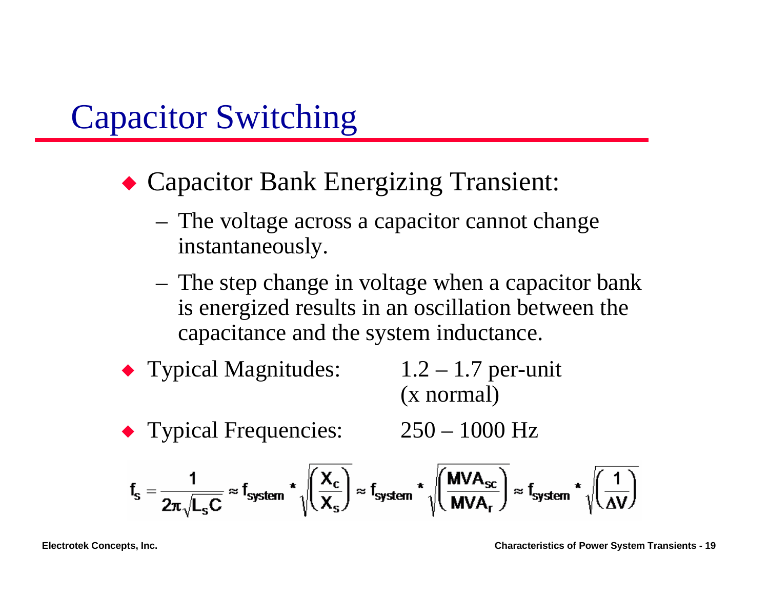# Capacitor Switching

- Capacitor Bank Energizing Transient:
  - The voltage across a capacitor cannot change instantaneously.
  - The step change in voltage when a capacitor bank is energized results in an oscillation between the capacitance and the system inductance.
- Typical Magnitudes: 1.2 – 1.7 per-unit (x normal)
- Typical Frequencies: 250 – 1000 Hz

$$f_s = \frac{1}{2\pi\sqrt{L_s C}} \approx f_{system} * \sqrt{\left(\frac{X_c}{X_s}\right)} \approx f_{system} * \sqrt{\left(\frac{MVA_{sc}}{MVA_r}\right)} \approx f_{system} * \sqrt{\left(\frac{1}{\Delta V}\right)}$$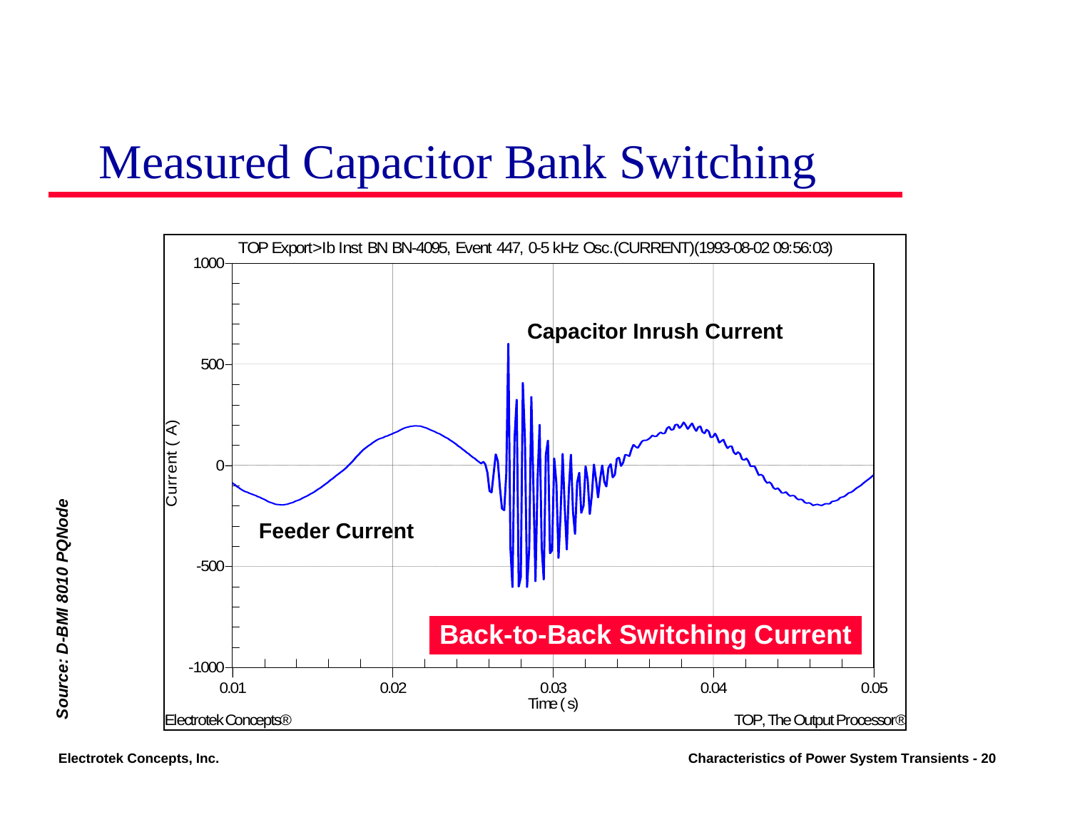# Measured Capacitor Bank Switching

TOP Export>Ib Inst BN BN-4095, Event 447, 0-5 kHz Osc.(CURRENT)(1993-08-02 09:56:03)

Capacitor Inrush Current

Feeder Current

**Back-to-Back Switching Current**

Current ( A)

Time ( s)

Electrotek Concepts®

TOP, The Output Processor®

***Source: D-BMI 8010 PQNode***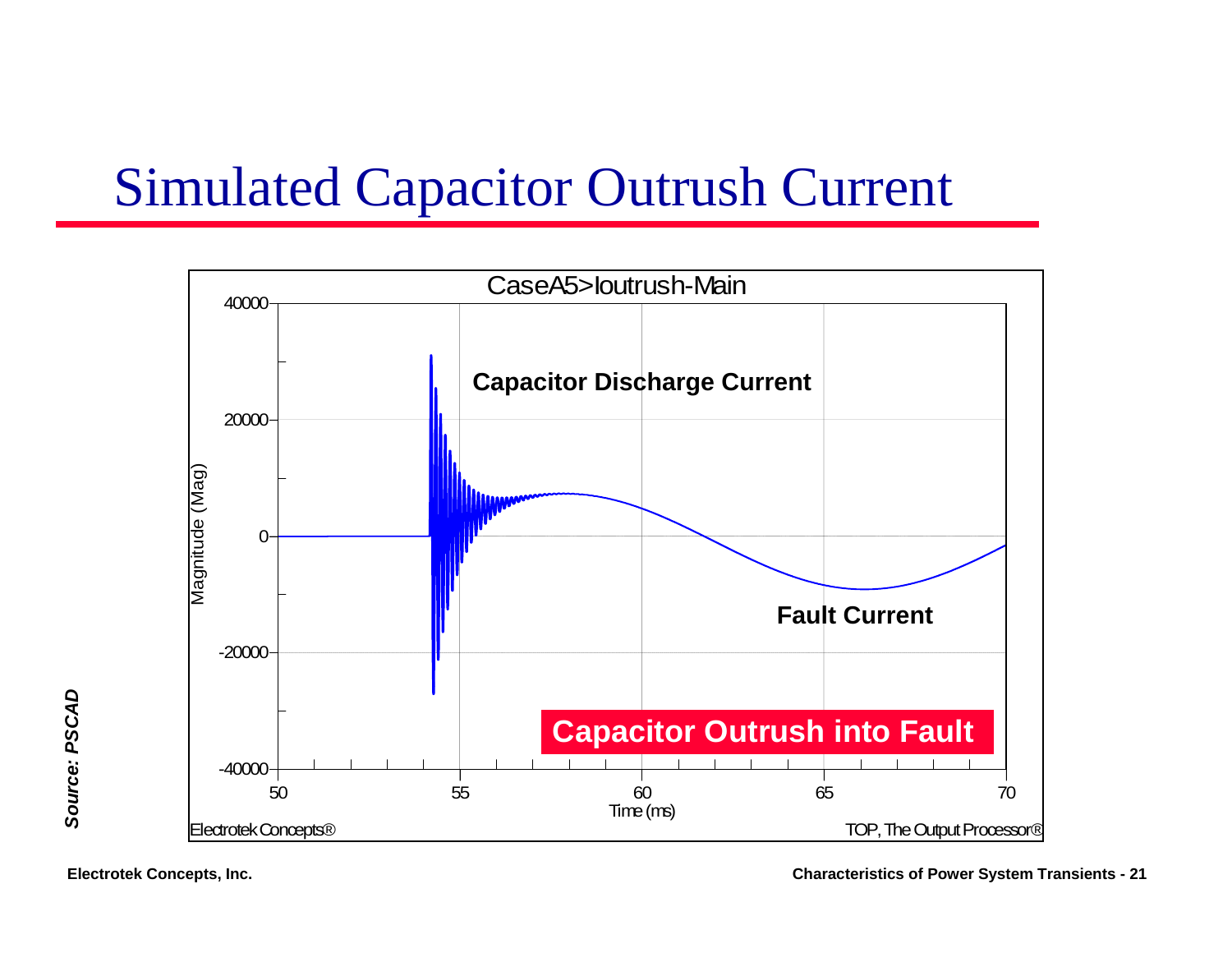# Simulated Capacitor Outrush Current

CaseA5>Ioutrush-Main

Capacitor Discharge Current

Fault Current

Capacitor Outrush into Fault

Magnitude (Mag)

Time (ms)

Electrotek Concepts®

TOP, The Output Processor®

*Source: PSCAD*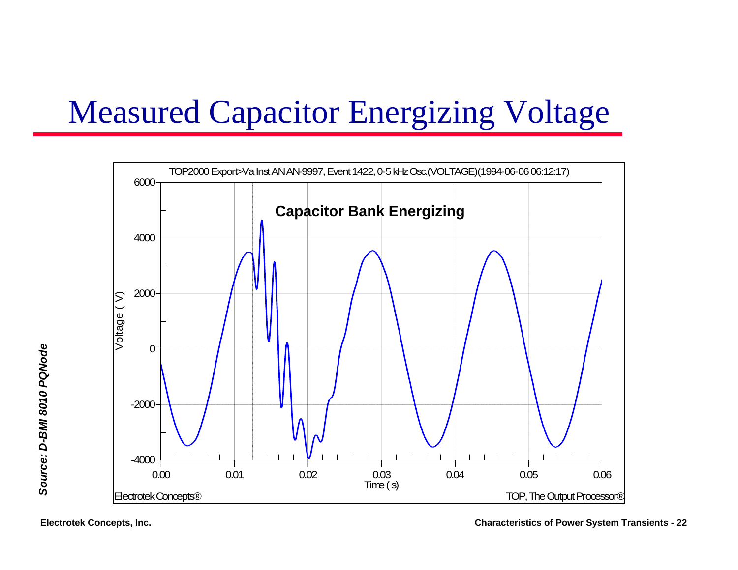# Measured Capacitor Energizing Voltage

TOP2000 Export>Va Inst AN AN-9997, Event 1422, 0-5 kHz Osc.(VOLTAGE)(1994-06-06 06:12:17)

**Capacitor Bank Energizing**

Voltage ( V )

Time ( s )

Electrotek Concepts®

TOP, The Output Processor®

*Source: D-BMI 8010 PQNode*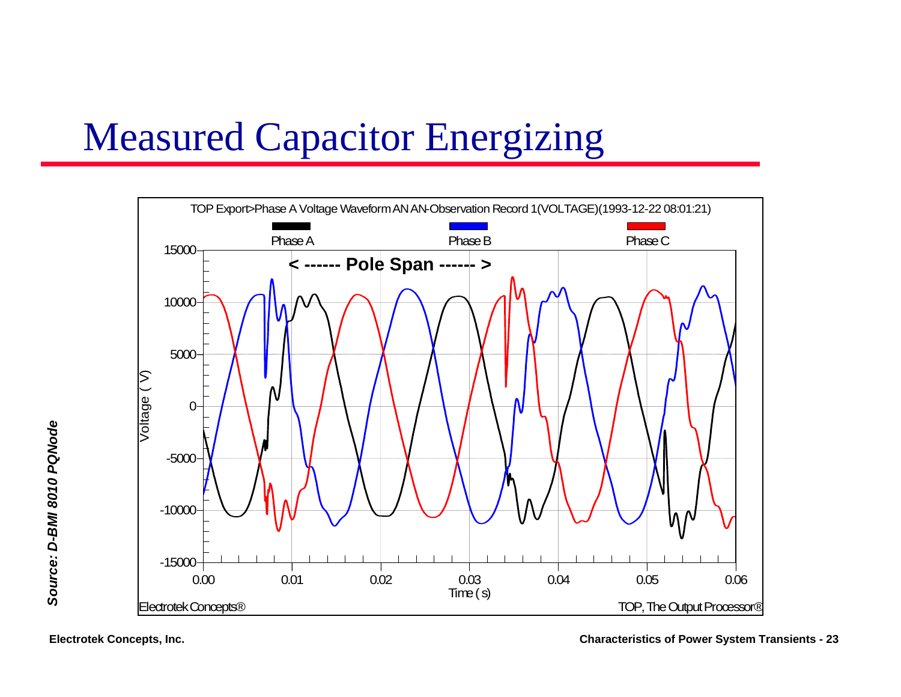# Measured Capacitor Energizing

TOP Export>Phase A Voltage Waveform AN AN-Observation Record 1(VOLTAGE)(1993-12-22 08:01:21)

Phase A — Phase B — Phase C

< ------ Pole Span ------ >

Voltage ( V ): 15000, 10000, 5000, 0, -5000, -10000, -15000

Time ( s ): 0.00, 0.01, 0.02, 0.03, 0.04, 0.05, 0.06

Electrotek Concepts®

TOP, The Output Processor®

*Source: D-BMI 8010 PQNode*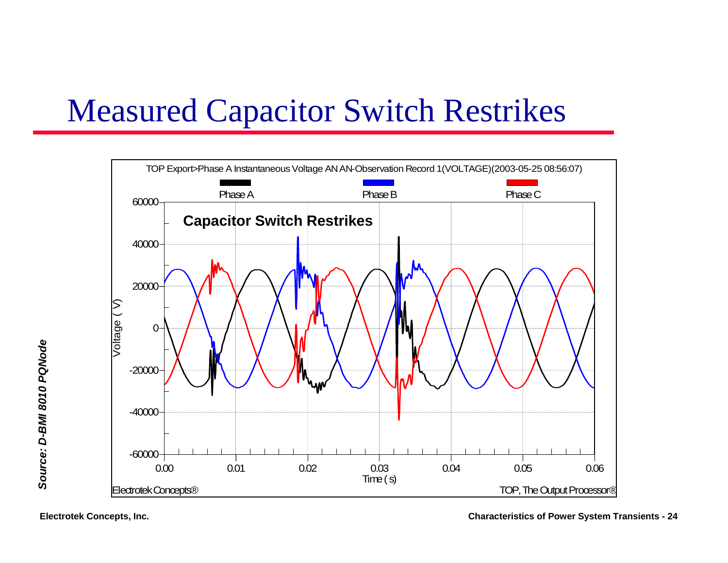# Measured Capacitor Switch Restrikes

TOP Export>Phase A Instantaneous Voltage AN AN-Observation Record 1(VOLTAGE)(2003-05-25 08:56:07)

Phase A | Phase B | Phase C

**Capacitor Switch Restrikes**

Voltage ( V )

Time ( s )

Electrotek Concepts®

TOP, The Output Processor®

***Source: D-BMI 8010 PQNode***

Electrotek Concepts, Inc.

Characteristics of Power System Transients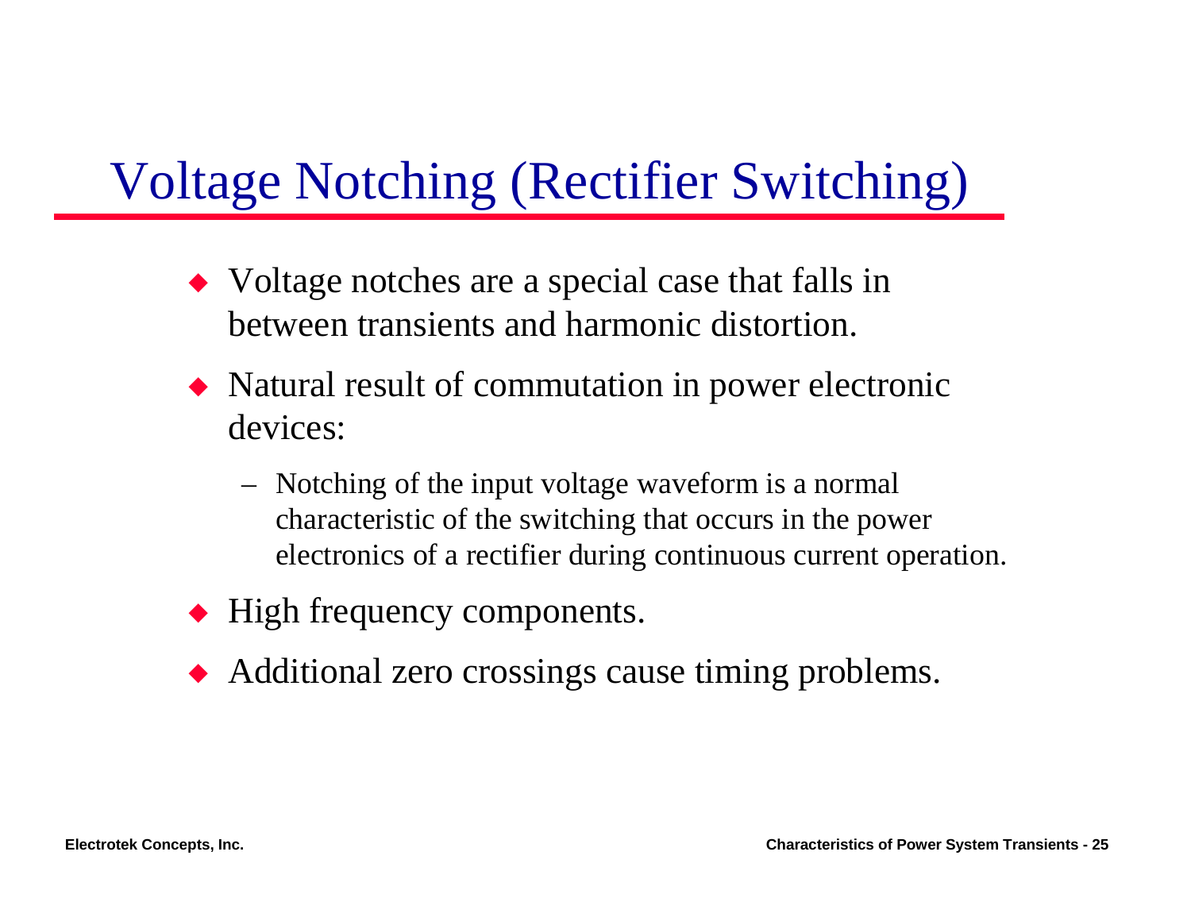# Voltage Notching (Rectifier Switching)

- Voltage notches are a special case that falls in between transients and harmonic distortion.
- Natural result of commutation in power electronic devices:
  - Notching of the input voltage waveform is a normal characteristic of the switching that occurs in the power electronics of a rectifier during continuous current operation.
- High frequency components.
- Additional zero crossings cause timing problems.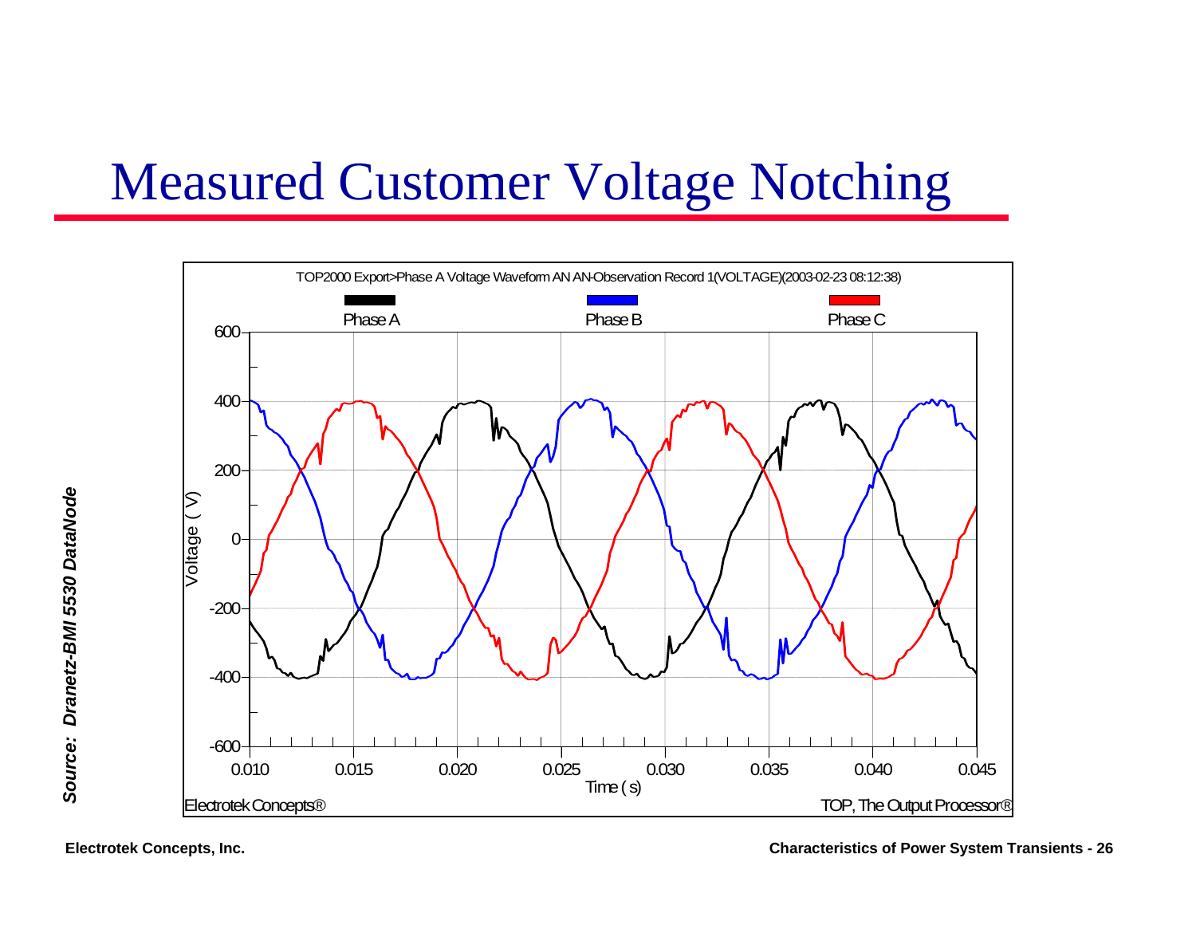# Measured Customer Voltage Notching

TOP2000 Export>Phase A Voltage Waveform AN AN-Observation Record 1(VOLTAGE)(2003-02-23 08:12:38)

Phase A | Phase B | Phase C

Voltage ( V )

Time ( s )

Electrotek Concepts®

TOP, The Output Processor®

*Source: Dranetz-BMI 5530 DataNode*

**Electrotek Concepts, Inc.**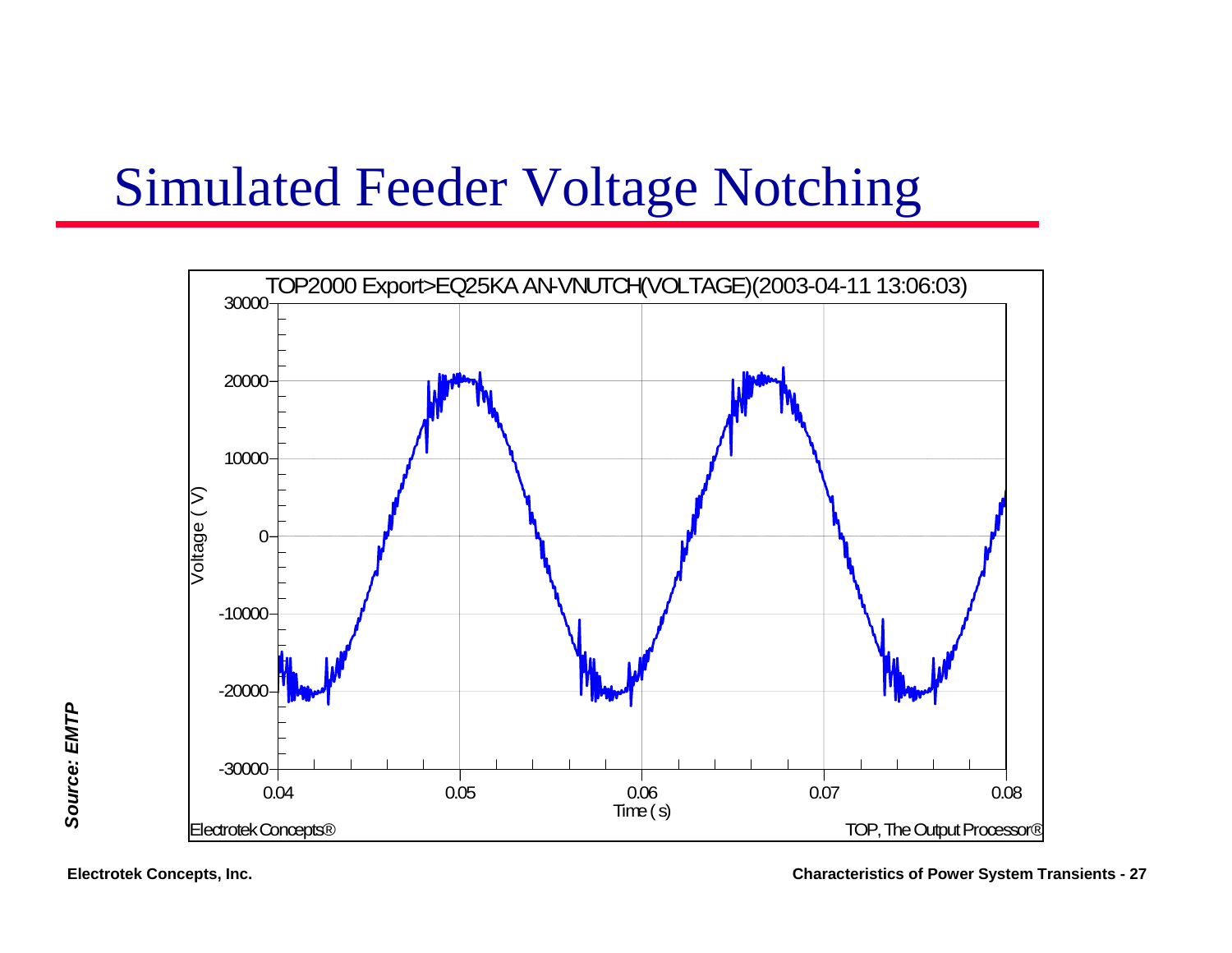# Simulated Feeder Voltage Notching

TOP2000 Export>EQ25KA AN-VNUTCH(VOLTAGE)(2003-04-11 13:06:03)

Voltage ( V )

Time ( s )

Electrotek Concepts®

TOP, The Output Processor®

*Source: EMTP*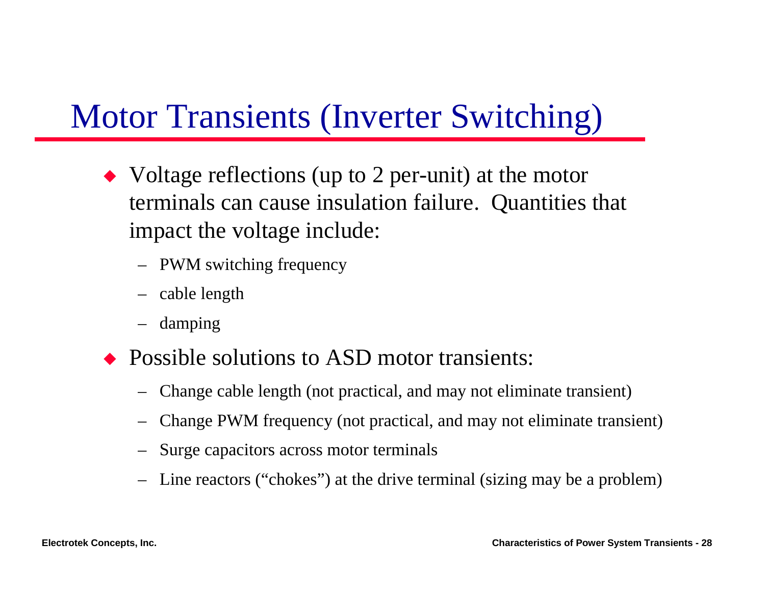# Motor Transients (Inverter Switching)

- Voltage reflections (up to 2 per-unit) at the motor terminals can cause insulation failure. Quantities that impact the voltage include:
  - PWM switching frequency
  - cable length
  - damping
- Possible solutions to ASD motor transients:
  - Change cable length (not practical, and may not eliminate transient)
  - Change PWM frequency (not practical, and may not eliminate transient)
  - Surge capacitors across motor terminals
  - Line reactors ("chokes") at the drive terminal (sizing may be a problem)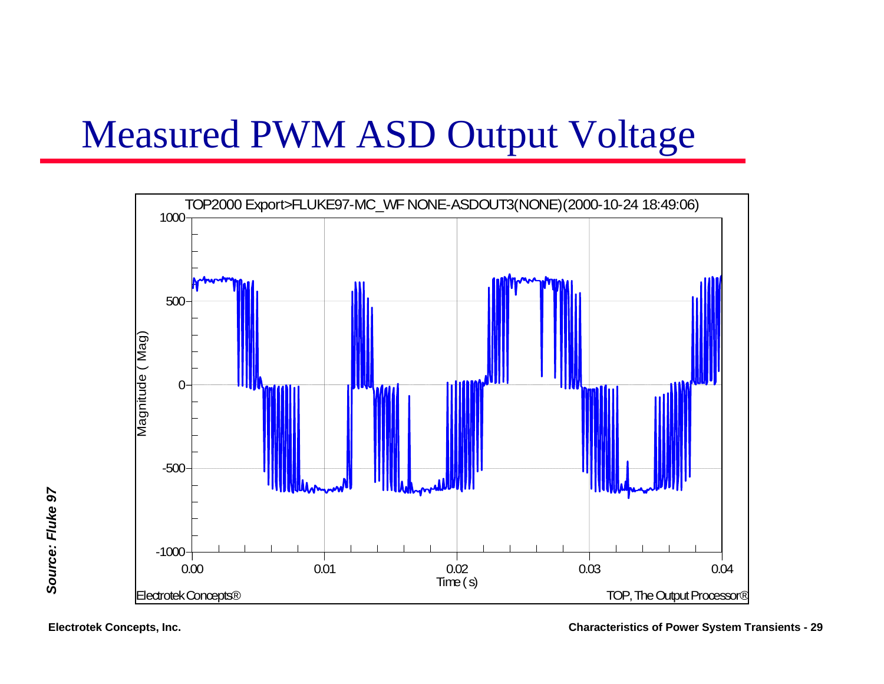# Measured PWM ASD Output Voltage

TOP2000 Export>FLUKE97-MC_WF NONE-ASDOUT3(NONE)(2000-10-24 18:49:06)

Magnitude ( Mag)

Time ( s)

Electrotek Concepts®

TOP, The Output Processor®

*Source: Fluke 97*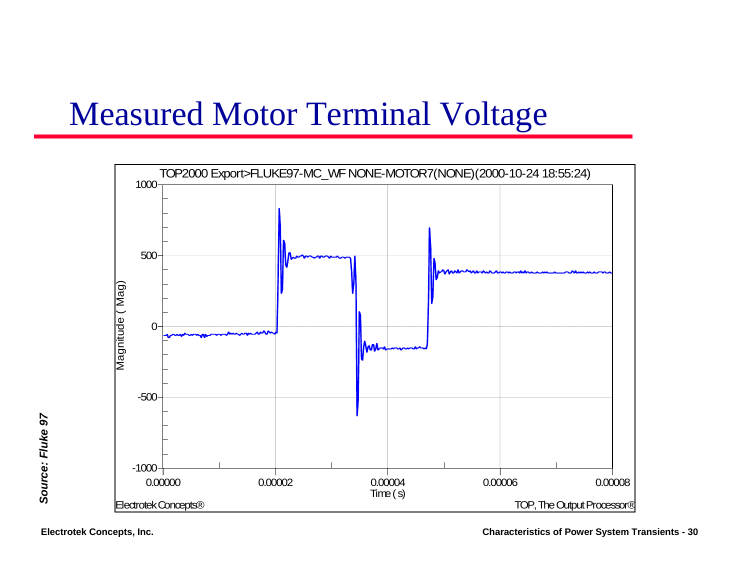# Measured Motor Terminal Voltage

TOP2000 Export>FLUKE97-MC_WF NONE-MOTOR7(NONE)(2000-10-24 18:55:24)

*Source: Fluke 97*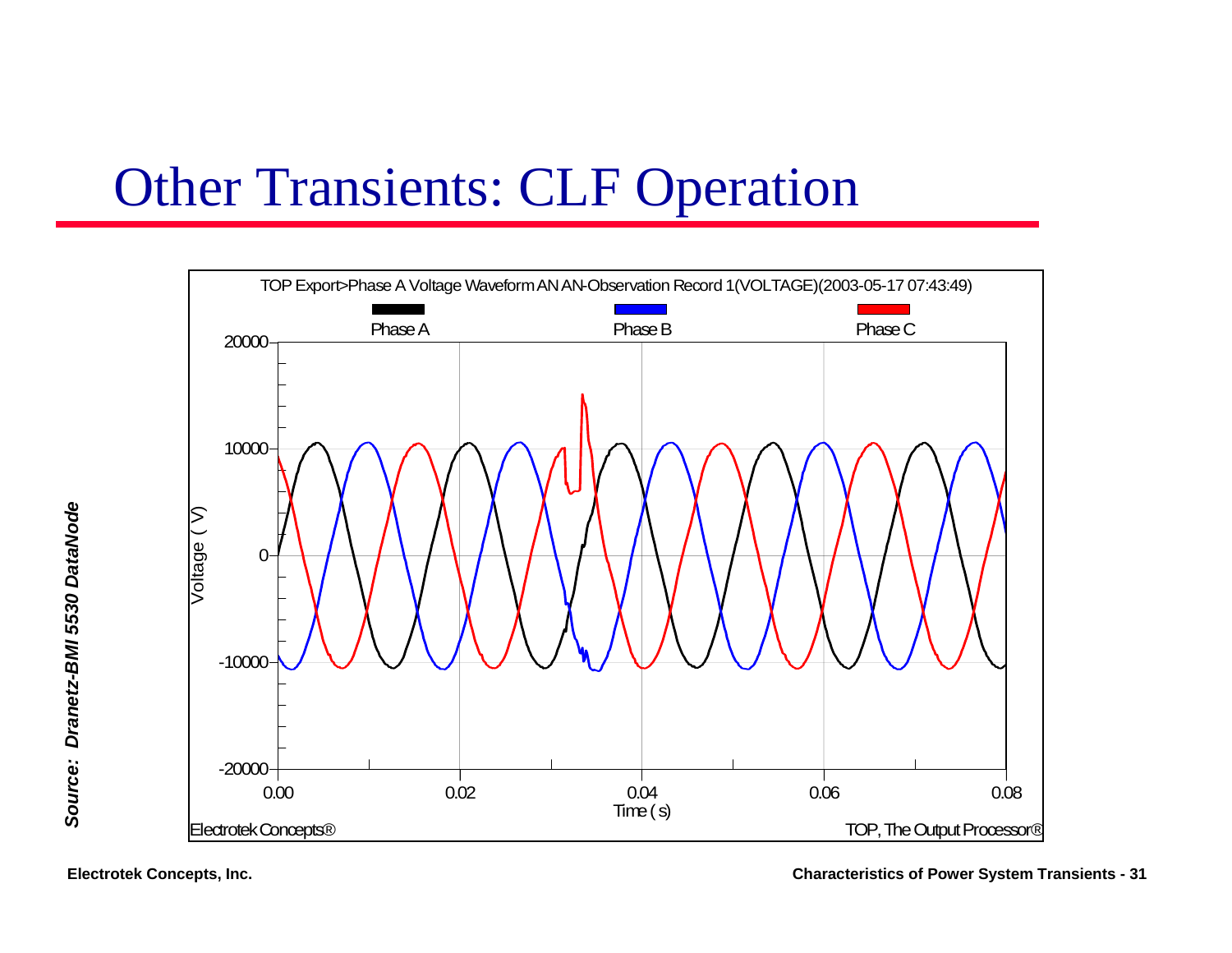# Other Transients: CLF Operation

TOP Export>Phase A Voltage Waveform AN AN-Observation Record 1(VOLTAGE)(2003-05-17 07:43:49)

Phase A | Phase B | Phase C

Voltage ( V )

20000
10000
0
-10000
-20000

0.00 0.02 0.04 0.06 0.08

Time ( s)

Electrotek Concepts®

TOP, The Output Processor®

*Source: Dranetz-BMI 5530 DataNode*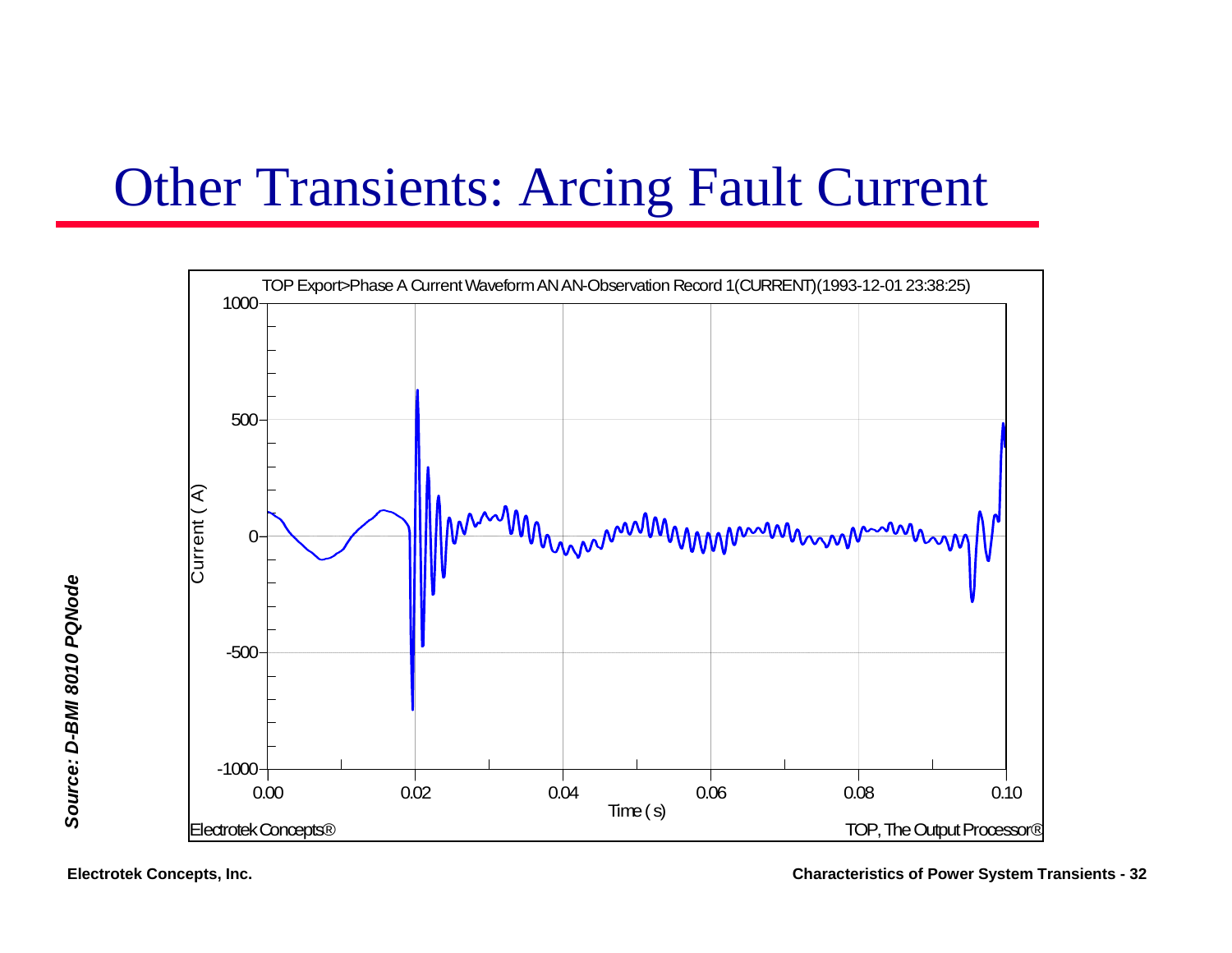# Other Transients: Arcing Fault Current

TOP Export>Phase A Current Waveform AN AN-Observation Record 1(CURRENT)(1993-12-01 23:38:25)

*Source: D-BMI 8010 PQNode*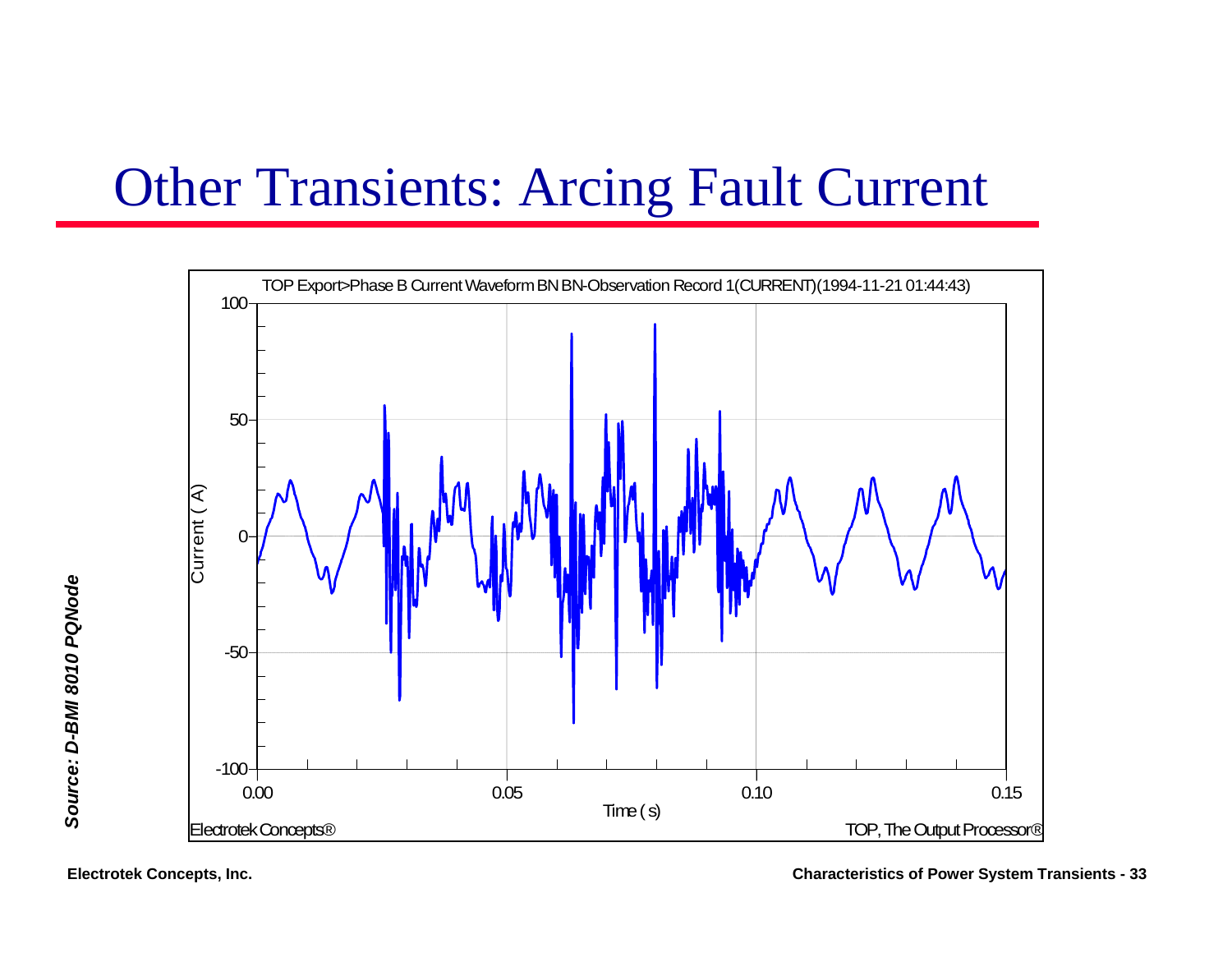# Other Transients: Arcing Fault Current

TOP Export>Phase B Current Waveform BN BN-Observation Record 1(CURRENT)(1994-11-21 01:44:43)

Current ( A)

Time ( s)

Electrotek Concepts®

TOP, The Output Processor®

*Source: D-BMI 8010 PQNode*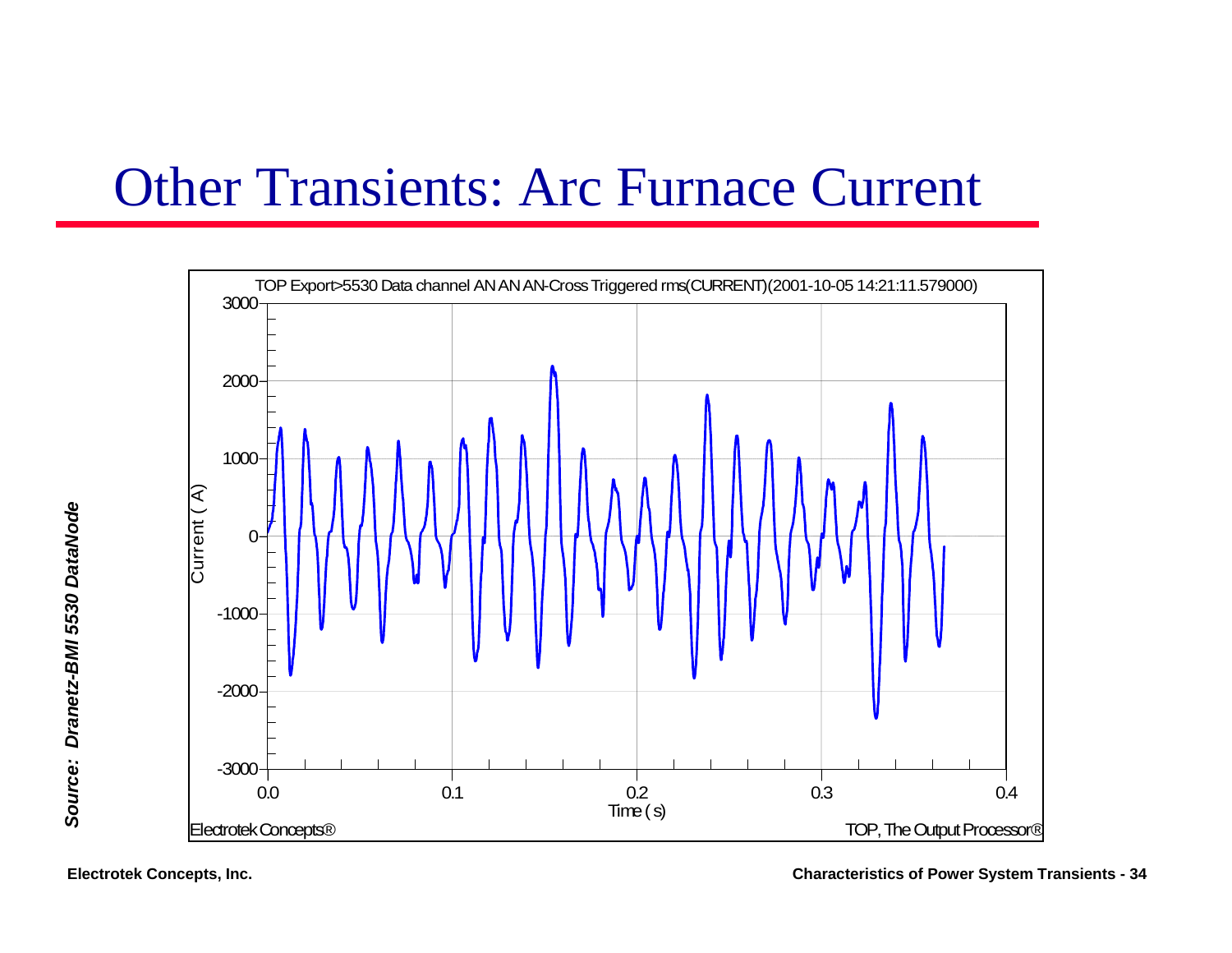# Other Transients: Arc Furnace Current

TOP Export>5530 Data channel AN AN AN-Cross Triggered rms(CURRENT)(2001-10-05 14:21:11.579000)

Current ( A )

Time ( s )

Electrotek Concepts®

TOP, The Output Processor®

*Source: Dranetz-BMI 5530 DataNode*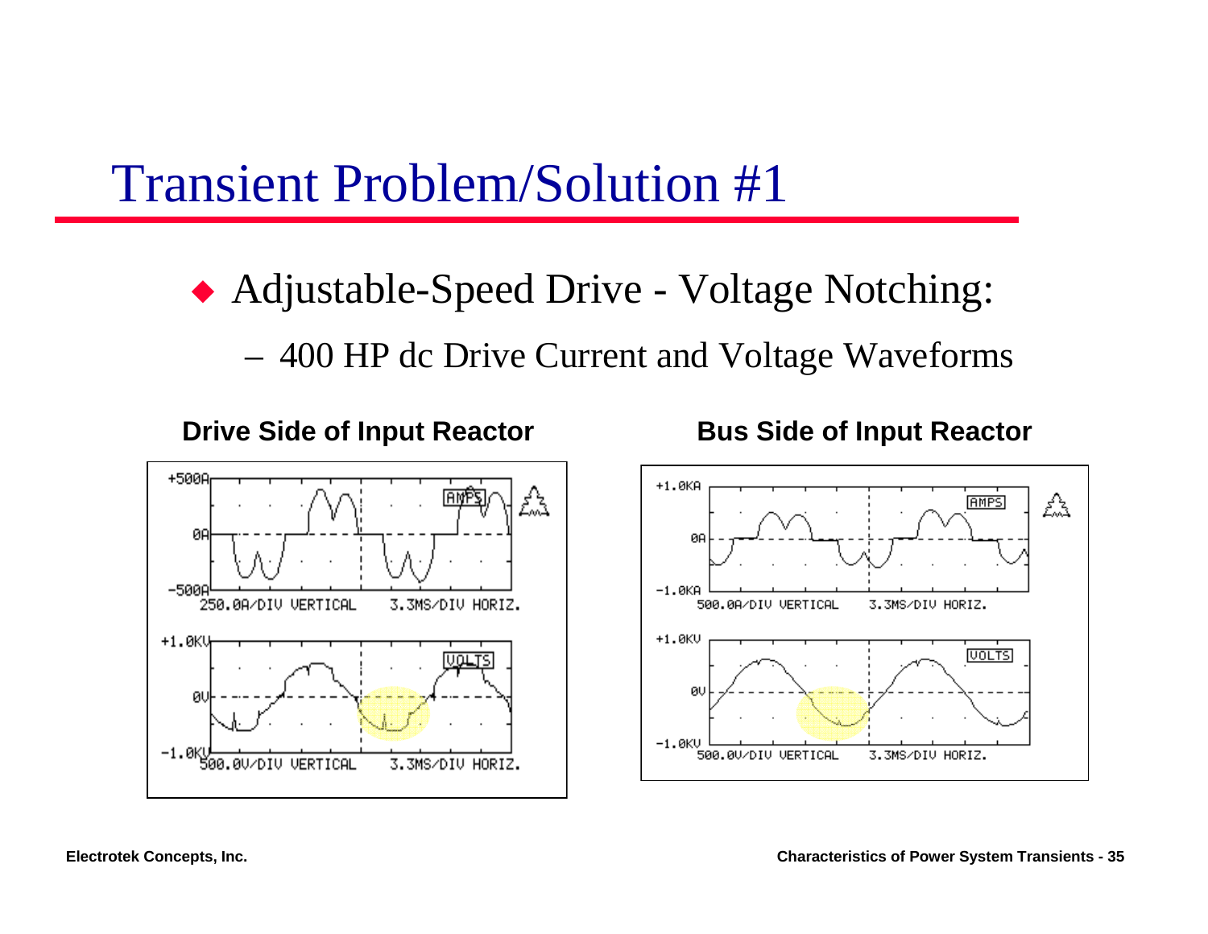# Transient Problem/Solution #1

- Adjustable-Speed Drive - Voltage Notching:
  - 400 HP dc Drive Current and Voltage Waveforms

**Drive Side of Input Reactor**

**Bus Side of Input Reactor**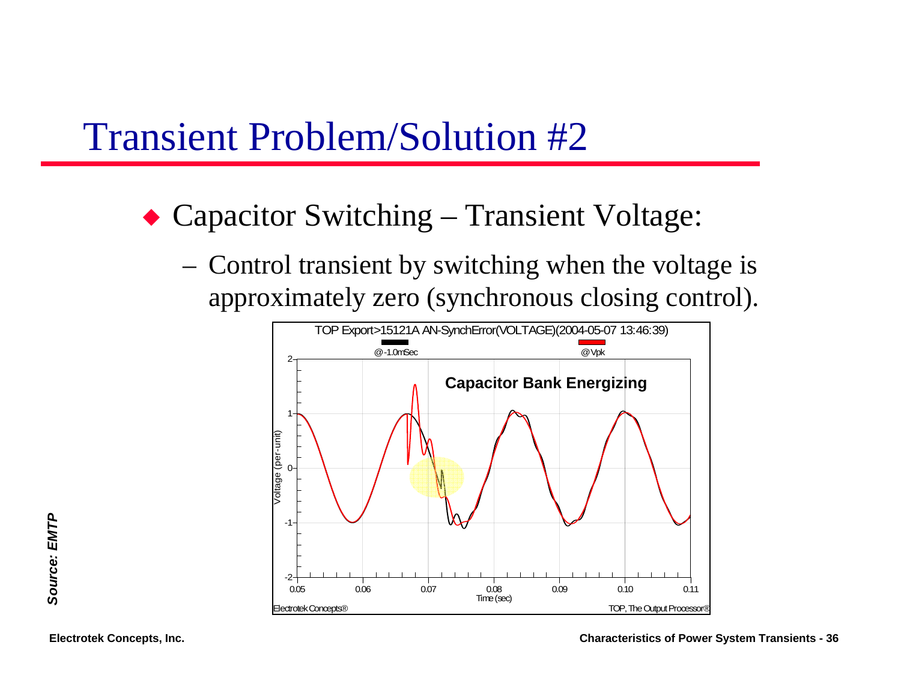# Transient Problem/Solution #2

- Capacitor Switching – Transient Voltage:
  - Control transient by switching when the voltage is approximately zero (synchronous closing control).

TOP Export>15121A AN-SynchError(VOLTAGE)(2004-05-07 13:46:39)

@-1.0mSec    @Vpk

**Capacitor Bank Energizing**

Voltage (per-unit)

Time (sec)

Electrotek Concepts®    TOP, The Output Processor®

***Source: EMTP***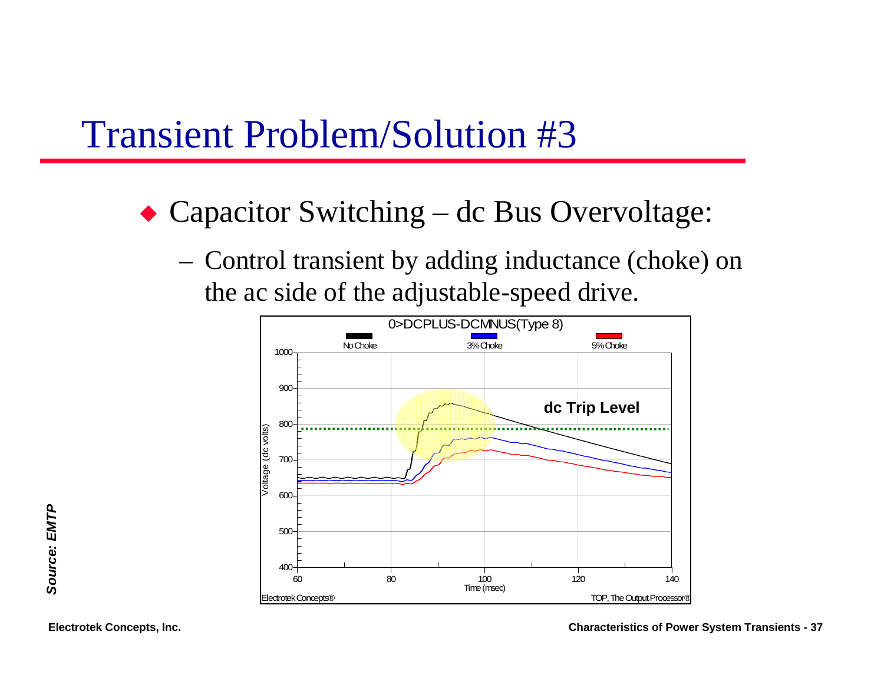# Transient Problem/Solution #3

- Capacitor Switching – dc Bus Overvoltage:
  - Control transient by adding inductance (choke) on the ac side of the adjustable-speed drive.

*Source: EMTP*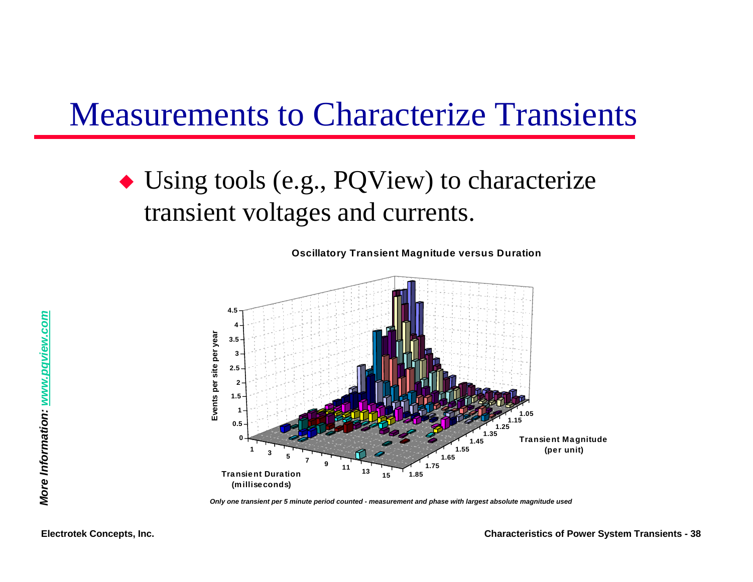# Measurements to Characterize Transients

- Using tools (e.g., PQView) to characterize transient voltages and currents.

**Oscillatory Transient Magnitude versus Duration**

*Only one transient per 5 minute period counted - measurement and phase with largest absolute magnitude used*

*More Information: www.pqview.com*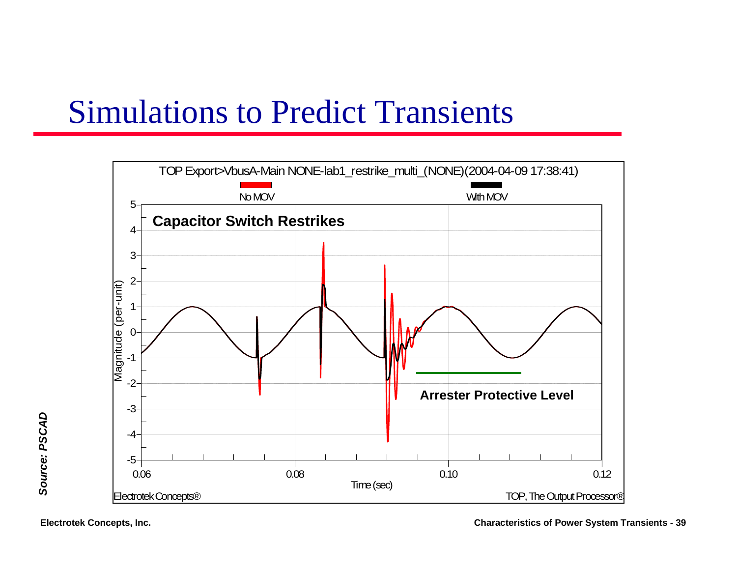# Simulations to Predict Transients

TOP Export>VbusA-Main NONE-lab1_restrike_multi_(NONE)(2004-04-09 17:38:41)

No MOV | With MOV

**Capacitor Switch Restrikes**

**Arrester Protective Level**

Magnitude (per-unit)

Time (sec)

Electrotek Concepts® | TOP, The Output Processor®

***Source: PSCAD***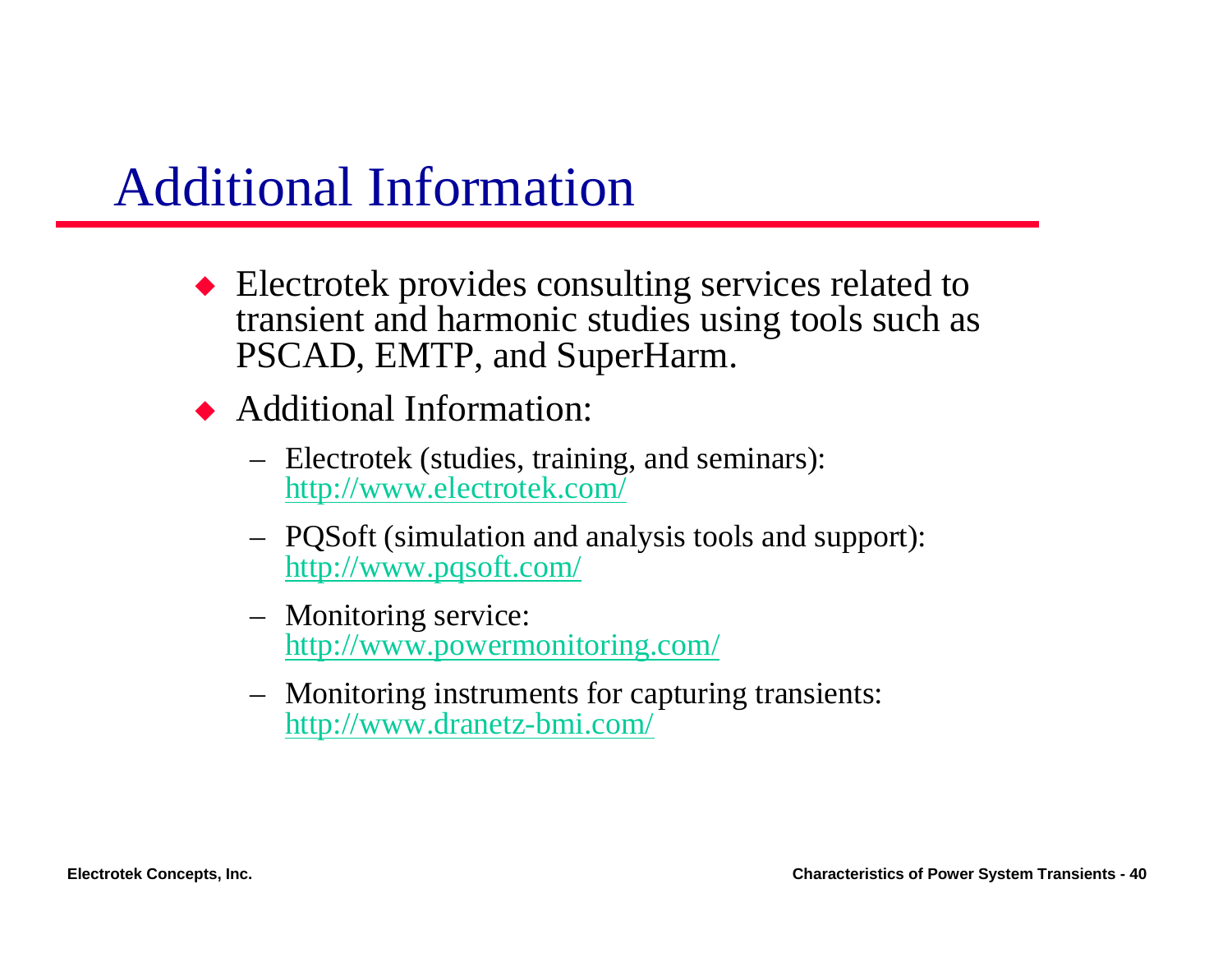# Additional Information

- Electrotek provides consulting services related to transient and harmonic studies using tools such as PSCAD, EMTP, and SuperHarm.
- Additional Information:
  - Electrotek (studies, training, and seminars): http://www.electrotek.com/
  - PQSoft (simulation and analysis tools and support): http://www.pqsoft.com/
  - Monitoring service: http://www.powermonitoring.com/
  - Monitoring instruments for capturing transients: http://www.dranetz-bmi.com/